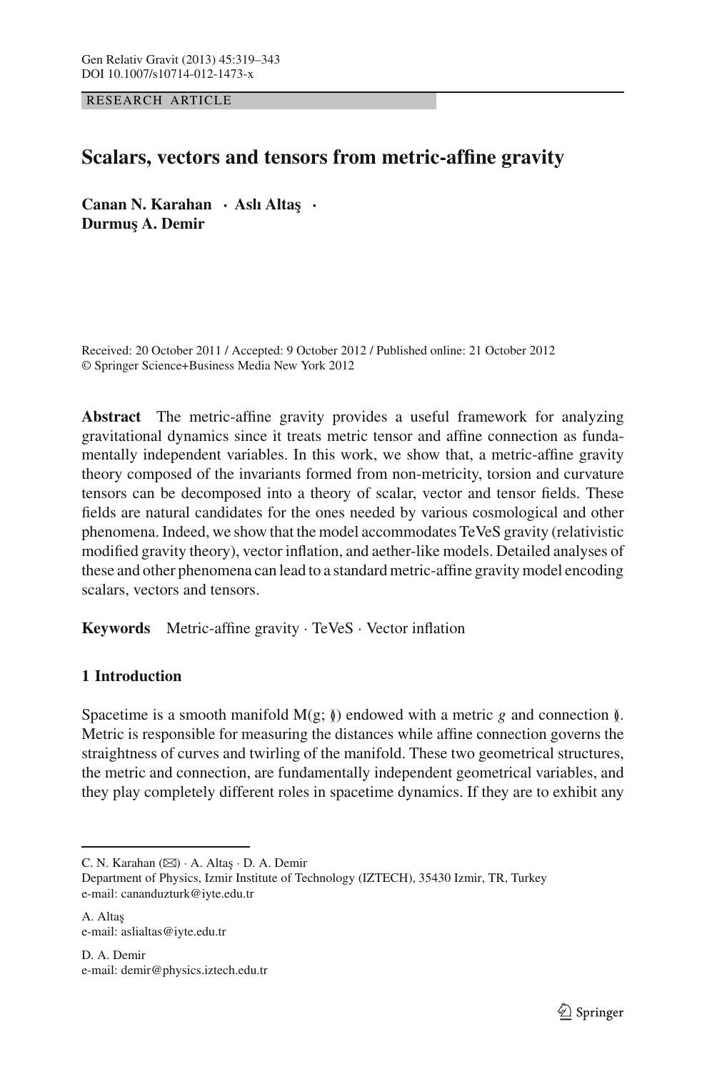RESEARCH ARTICLE

# Scalars, vectors and tensors from metric-affine gravity

**Canan N. Karahan · Aslı Altaş · Durmuş A. Demir**

Received: 20 October 2011 / Accepted: 9 October 2012 / Published online: 21 October 2012
© Springer Science+Business Media New York 2012

**Abstract** The metric-affine gravity provides a useful framework for analyzing gravitational dynamics since it treats metric tensor and affine connection as fundamentally independent variables. In this work, we show that, a metric-affine gravity theory composed of the invariants formed from non-metricity, torsion and curvature tensors can be decomposed into a theory of scalar, vector and tensor fields. These fields are natural candidates for the ones needed by various cosmological and other phenomena. Indeed, we show that the model accommodates TeVeS gravity (relativistic modified gravity theory), vector inflation, and aether-like models. Detailed analyses of these and other phenomena can lead to a standard metric-affine gravity model encoding scalars, vectors and tensors.

**Keywords** Metric-affine gravity · TeVeS · Vector inflation

## 1 Introduction

Spacetime is a smooth manifold $M(g; \Gamma)$ endowed with a metric $g$ and connection $\Gamma$. Metric is responsible for measuring the distances while affine connection governs the straightness of curves and twirling of the manifold. These two geometrical structures, the metric and connection, are fundamentally independent geometrical variables, and they play completely different roles in spacetime dynamics. If they are to exhibit any

---

C. N. Karahan (✉) · A. Altaş · D. A. Demir
Department of Physics, Izmir Institute of Technology (IZTECH), 35430 Izmir, TR, Turkey
e-mail: cananduzturk@iyte.edu.tr

A. Altaş
e-mail: aslialtas@iyte.edu.tr

D. A. Demir
e-mail: demir@physics.iztech.edu.tr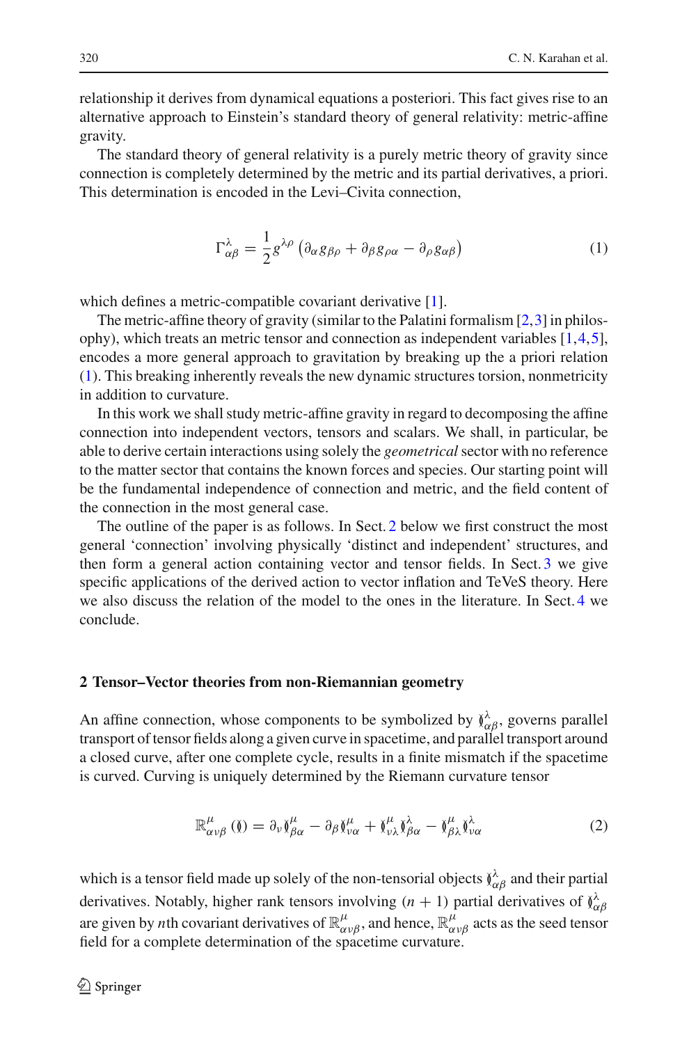relationship it derives from dynamical equations a posteriori. This fact gives rise to an alternative approach to Einstein's standard theory of general relativity: metric-affine gravity.

The standard theory of general relativity is a purely metric theory of gravity since connection is completely determined by the metric and its partial derivatives, a priori. This determination is encoded in the Levi–Civita connection,

$$\Gamma^{\lambda}_{\alpha\beta} = \frac{1}{2} g^{\lambda\rho} \left( \partial_{\alpha} g_{\beta\rho} + \partial_{\beta} g_{\rho\alpha} - \partial_{\rho} g_{\alpha\beta} \right) \tag{1}$$

which defines a metric-compatible covariant derivative [1].

The metric-affine theory of gravity (similar to the Palatini formalism [2,3] in philosophy), which treats an metric tensor and connection as independent variables [1,4,5], encodes a more general approach to gravitation by breaking up the a priori relation (1). This breaking inherently reveals the new dynamic structures torsion, nonmetricity in addition to curvature.

In this work we shall study metric-affine gravity in regard to decomposing the affine connection into independent vectors, tensors and scalars. We shall, in particular, be able to derive certain interactions using solely the *geometrical* sector with no reference to the matter sector that contains the known forces and species. Our starting point will be the fundamental independence of connection and metric, and the field content of the connection in the most general case.

The outline of the paper is as follows. In Sect. 2 below we first construct the most general 'connection' involving physically 'distinct and independent' structures, and then form a general action containing vector and tensor fields. In Sect. 3 we give specific applications of the derived action to vector inflation and TeVeS theory. Here we also discuss the relation of the model to the ones in the literature. In Sect. 4 we conclude.

## 2 Tensor–Vector theories from non-Riemannian geometry

An affine connection, whose components to be symbolized by $\mathbb{\Gamma}^{\lambda}_{\alpha\beta}$, governs parallel transport of tensor fields along a given curve in spacetime, and parallel transport around a closed curve, after one complete cycle, results in a finite mismatch if the spacetime is curved. Curving is uniquely determined by the Riemann curvature tensor

$$\mathbb{R}^{\mu}_{\alpha\nu\beta}\left(\mathbb{\Gamma}\right) = \partial_{\nu} \mathbb{\Gamma}^{\mu}_{\beta\alpha} - \partial_{\beta} \mathbb{\Gamma}^{\mu}_{\nu\alpha} + \mathbb{\Gamma}^{\mu}_{\nu\lambda} \mathbb{\Gamma}^{\lambda}_{\beta\alpha} - \mathbb{\Gamma}^{\mu}_{\beta\lambda} \mathbb{\Gamma}^{\lambda}_{\nu\alpha} \tag{2}$$

which is a tensor field made up solely of the non-tensorial objects $\mathbb{\Gamma}^{\lambda}_{\alpha\beta}$ and their partial derivatives. Notably, higher rank tensors involving $(n+1)$ partial derivatives of $\mathbb{\Gamma}^{\lambda}_{\alpha\beta}$ are given by $n$th covariant derivatives of $\mathbb{R}^{\mu}_{\alpha\nu\beta}$, and hence, $\mathbb{R}^{\mu}_{\alpha\nu\beta}$ acts as the seed tensor field for a complete determination of the spacetime curvature.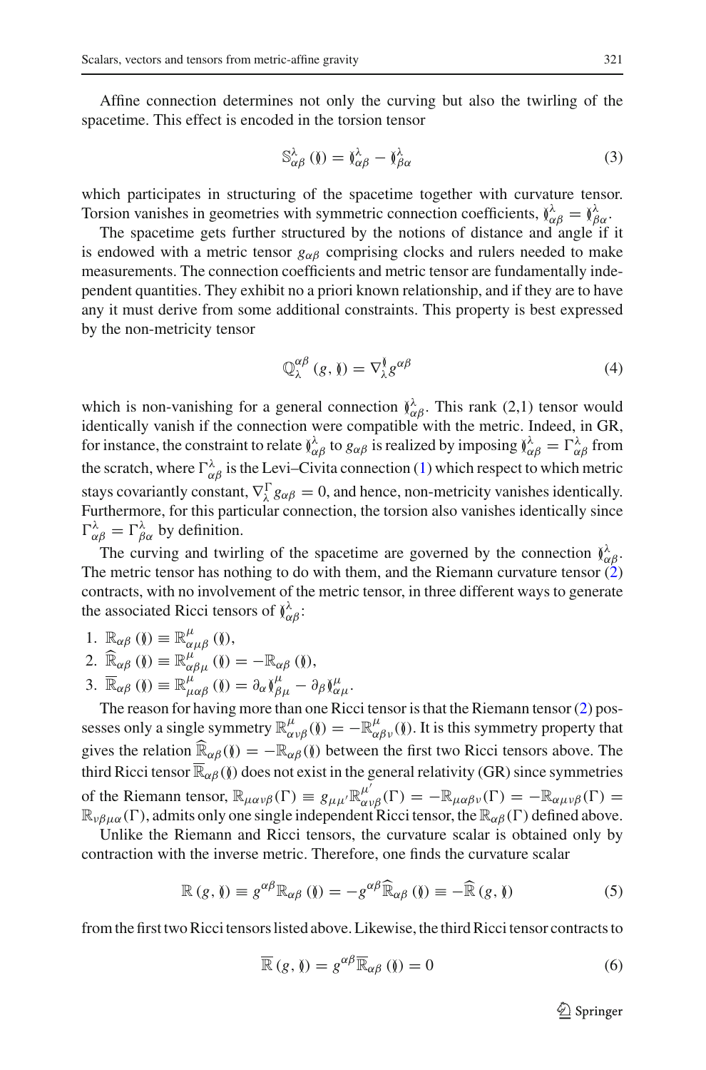Affine connection determines not only the curving but also the twirling of the spacetime. This effect is encoded in the torsion tensor

$$\mathbb{S}^{\lambda}_{\alpha\beta}\left(\mathbb{\Gamma}\right) = \mathbb{\Gamma}^{\lambda}_{\alpha\beta} - \mathbb{\Gamma}^{\lambda}_{\beta\alpha} \tag{3}$$

which participates in structuring of the spacetime together with curvature tensor. Torsion vanishes in geometries with symmetric connection coefficients, $\mathbb{\Gamma}^{\lambda}_{\alpha\beta} = \mathbb{\Gamma}^{\lambda}_{\beta\alpha}$.

The spacetime gets further structured by the notions of distance and angle if it is endowed with a metric tensor $g_{\alpha\beta}$ comprising clocks and rulers needed to make measurements. The connection coefficients and metric tensor are fundamentally independent quantities. They exhibit no a priori known relationship, and if they are to have any it must derive from some additional constraints. This property is best expressed by the non-metricity tensor

$$\mathbb{Q}^{\alpha\beta}_{\lambda}\left(g, \mathbb{\Gamma}\right) = \nabla^{\mathbb{\Gamma}}_{\lambda} g^{\alpha\beta} \tag{4}$$

which is non-vanishing for a general connection $\mathbb{\Gamma}^{\lambda}_{\alpha\beta}$. This rank (2,1) tensor would identically vanish if the connection were compatible with the metric. Indeed, in GR, for instance, the constraint to relate $\mathbb{\Gamma}^{\lambda}_{\alpha\beta}$ to $g_{\alpha\beta}$ is realized by imposing $\mathbb{\Gamma}^{\lambda}_{\alpha\beta} = \Gamma^{\lambda}_{\alpha\beta}$ from the scratch, where $\Gamma^{\lambda}_{\alpha\beta}$ is the Levi–Civita connection (1) which respect to which metric stays covariantly constant, $\nabla^{\Gamma}_{\lambda} g_{\alpha\beta} = 0$, and hence, non-metricity vanishes identically. Furthermore, for this particular connection, the torsion also vanishes identically since $\Gamma^{\lambda}_{\alpha\beta} = \Gamma^{\lambda}_{\beta\alpha}$ by definition.

The curving and twirling of the spacetime are governed by the connection $\mathbb{\Gamma}^{\lambda}_{\alpha\beta}$. The metric tensor has nothing to do with them, and the Riemann curvature tensor (2) contracts, with no involvement of the metric tensor, in three different ways to generate the associated Ricci tensors of $\mathbb{\Gamma}^{\lambda}_{\alpha\beta}$:

1. $\mathbb{R}_{\alpha\beta}\left(\mathbb{\Gamma}\right) \equiv \mathbb{R}^{\mu}_{\alpha\mu\beta}\left(\mathbb{\Gamma}\right)$,
2. $\widehat{\mathbb{R}}_{\alpha\beta}\left(\mathbb{\Gamma}\right) \equiv \mathbb{R}^{\mu}_{\alpha\beta\mu}\left(\mathbb{\Gamma}\right) = -\mathbb{R}_{\alpha\beta}\left(\mathbb{\Gamma}\right)$,
3. $\overline{\mathbb{R}}_{\alpha\beta}\left(\mathbb{\Gamma}\right) \equiv \mathbb{R}^{\mu}_{\mu\alpha\beta}\left(\mathbb{\Gamma}\right) = \partial_{\alpha}\mathbb{\Gamma}^{\mu}_{\beta\mu} - \partial_{\beta}\mathbb{\Gamma}^{\mu}_{\alpha\mu}$.

The reason for having more than one Ricci tensor is that the Riemann tensor (2) possesses only a single symmetry $\mathbb{R}^{\mu}_{\alpha\nu\beta}(\mathbb{\Gamma}) = -\mathbb{R}^{\mu}_{\alpha\beta\nu}(\mathbb{\Gamma})$. It is this symmetry property that gives the relation $\widehat{\mathbb{R}}_{\alpha\beta}(\mathbb{\Gamma}) = -\mathbb{R}_{\alpha\beta}(\mathbb{\Gamma})$ between the first two Ricci tensors above. The third Ricci tensor $\overline{\mathbb{R}}_{\alpha\beta}(\mathbb{\Gamma})$ does not exist in the general relativity (GR) since symmetries of the Riemann tensor, $\mathbb{R}_{\mu\alpha\nu\beta}(\Gamma) \equiv g_{\mu\mu'}\mathbb{R}^{\mu'}_{\alpha\nu\beta}(\Gamma) = -\mathbb{R}_{\mu\alpha\beta\nu}(\Gamma) = -\mathbb{R}_{\alpha\mu\nu\beta}(\Gamma) = \mathbb{R}_{\nu\beta\mu\alpha}(\Gamma)$, admits only one single independent Ricci tensor, the $\mathbb{R}_{\alpha\beta}(\Gamma)$ defined above.

Unlike the Riemann and Ricci tensors, the curvature scalar is obtained only by contraction with the inverse metric. Therefore, one finds the curvature scalar

$$\mathbb{R}\left(g, \mathbb{\Gamma}\right) \equiv g^{\alpha\beta}\mathbb{R}_{\alpha\beta}\left(\mathbb{\Gamma}\right) = -g^{\alpha\beta}\widehat{\mathbb{R}}_{\alpha\beta}\left(\mathbb{\Gamma}\right) \equiv -\widehat{\mathbb{R}}\left(g, \mathbb{\Gamma}\right) \tag{5}$$

from the first two Ricci tensors listed above. Likewise, the third Ricci tensor contracts to

$$\overline{\mathbb{R}}\left(g, \mathbb{\Gamma}\right) = g^{\alpha\beta}\overline{\mathbb{R}}_{\alpha\beta}\left(\mathbb{\Gamma}\right) = 0 \tag{6}$$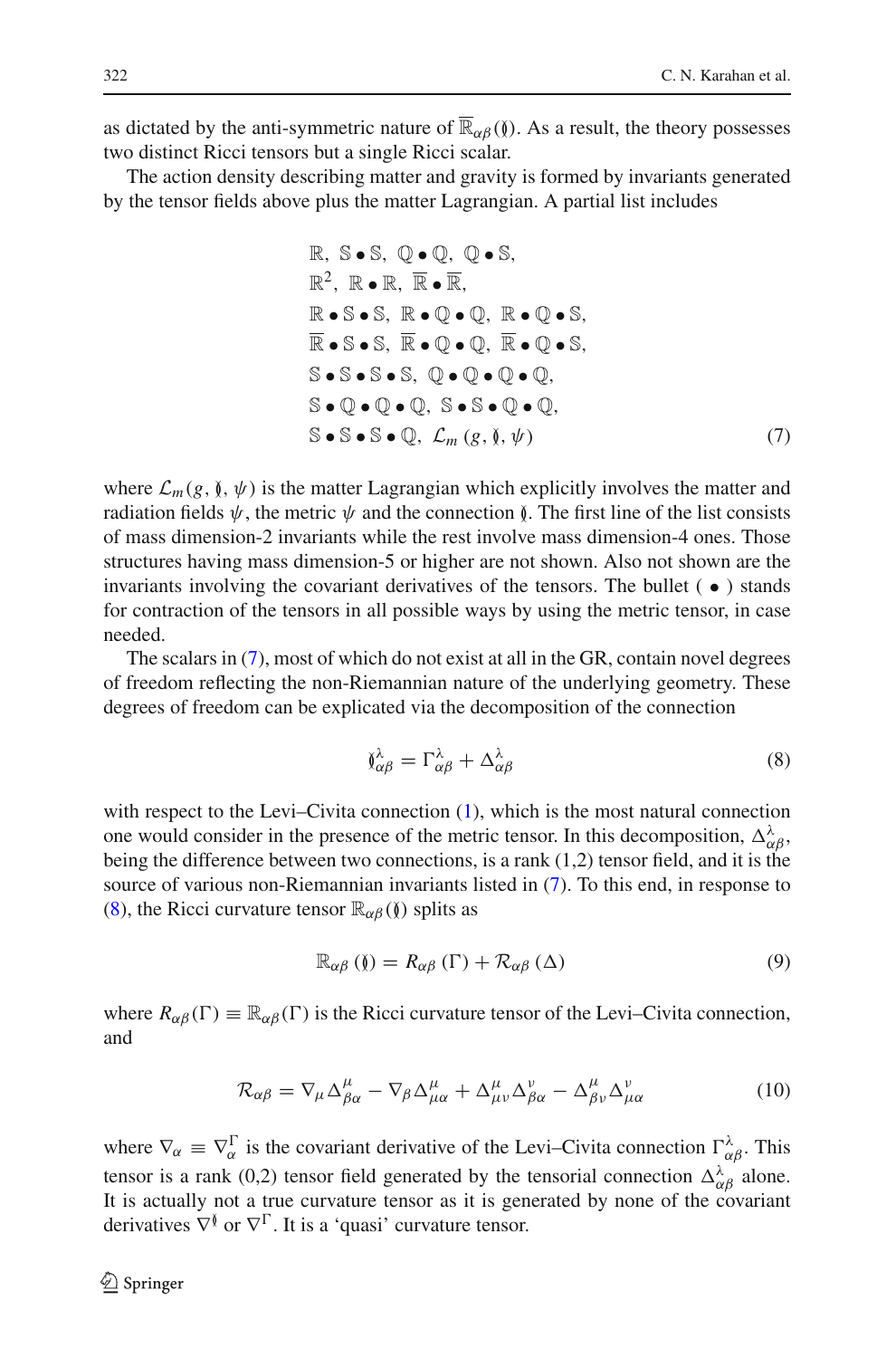as dictated by the anti-symmetric nature of $\overline{\mathbb{R}}_{\alpha\beta}(\mathbb{\Gamma})$. As a result, the theory possesses two distinct Ricci tensors but a single Ricci scalar.

The action density describing matter and gravity is formed by invariants generated by the tensor fields above plus the matter Lagrangian. A partial list includes

$$
\begin{aligned}
&\mathbb{R},\ \mathbb{S}\bullet\mathbb{S},\ \mathbb{Q}\bullet\mathbb{Q},\ \mathbb{Q}\bullet\mathbb{S},\\
&\mathbb{R}^2,\ \mathbb{R}\bullet\mathbb{R},\ \overline{\mathbb{R}}\bullet\overline{\mathbb{R}},\\
&\mathbb{R}\bullet\mathbb{S}\bullet\mathbb{S},\ \mathbb{R}\bullet\mathbb{Q}\bullet\mathbb{Q},\ \mathbb{R}\bullet\mathbb{Q}\bullet\mathbb{S},\\
&\overline{\mathbb{R}}\bullet\mathbb{S}\bullet\mathbb{S},\ \overline{\mathbb{R}}\bullet\mathbb{Q}\bullet\mathbb{Q},\ \overline{\mathbb{R}}\bullet\mathbb{Q}\bullet\mathbb{S},\\
&\mathbb{S}\bullet\mathbb{S}\bullet\mathbb{S}\bullet\mathbb{S},\ \mathbb{Q}\bullet\mathbb{Q}\bullet\mathbb{Q}\bullet\mathbb{Q},\\
&\mathbb{S}\bullet\mathbb{Q}\bullet\mathbb{Q}\bullet\mathbb{Q},\ \mathbb{S}\bullet\mathbb{S}\bullet\mathbb{Q}\bullet\mathbb{Q},\\
&\mathbb{S}\bullet\mathbb{S}\bullet\mathbb{S}\bullet\mathbb{Q},\ \mathcal{L}_m\left(g, \mathbb{\Gamma}, \psi\right)
\end{aligned} \tag{7}
$$

where $\mathcal{L}_m(g, \mathbb{\Gamma}, \psi)$ is the matter Lagrangian which explicitly involves the matter and radiation fields $\psi$, the metric $\psi$ and the connection $\mathbb{\Gamma}$. The first line of the list consists of mass dimension-2 invariants while the rest involve mass dimension-4 ones. Those structures having mass dimension-5 or higher are not shown. Also not shown are the invariants involving the covariant derivatives of the tensors. The bullet ( $\bullet$ ) stands for contraction of the tensors in all possible ways by using the metric tensor, in case needed.

The scalars in (7), most of which do not exist at all in the GR, contain novel degrees of freedom reflecting the non-Riemannian nature of the underlying geometry. These degrees of freedom can be explicated via the decomposition of the connection

$$
\mathbb{\Gamma}^{\lambda}_{\alpha\beta} = \Gamma^{\lambda}_{\alpha\beta} + \Delta^{\lambda}_{\alpha\beta} \tag{8}
$$

with respect to the Levi–Civita connection (1), which is the most natural connection one would consider in the presence of the metric tensor. In this decomposition, $\Delta^{\lambda}_{\alpha\beta}$, being the difference between two connections, is a rank (1,2) tensor field, and it is the source of various non-Riemannian invariants listed in (7). To this end, in response to (8), the Ricci curvature tensor $\mathbb{R}_{\alpha\beta}(\mathbb{\Gamma})$ splits as

$$
\mathbb{R}_{\alpha\beta}\left(\mathbb{\Gamma}\right) = R_{\alpha\beta}\left(\Gamma\right) + \mathcal{R}_{\alpha\beta}\left(\Delta\right) \tag{9}
$$

where $R_{\alpha\beta}(\Gamma) \equiv \mathbb{R}_{\alpha\beta}(\Gamma)$ is the Ricci curvature tensor of the Levi–Civita connection, and

$$
\mathcal{R}_{\alpha\beta} = \nabla_{\mu}\Delta^{\mu}_{\beta\alpha} - \nabla_{\beta}\Delta^{\mu}_{\mu\alpha} + \Delta^{\mu}_{\mu\nu}\Delta^{\nu}_{\beta\alpha} - \Delta^{\mu}_{\beta\nu}\Delta^{\nu}_{\mu\alpha} \tag{10}
$$

where $\nabla_{\alpha} \equiv \nabla^{\Gamma}_{\alpha}$ is the covariant derivative of the Levi–Civita connection $\Gamma^{\lambda}_{\alpha\beta}$. This tensor is a rank (0,2) tensor field generated by the tensorial connection $\Delta^{\lambda}_{\alpha\beta}$ alone. It is actually not a true curvature tensor as it is generated by none of the covariant derivatives $\nabla^{\mathbb{\Gamma}}$ or $\nabla^{\Gamma}$. It is a 'quasi' curvature tensor.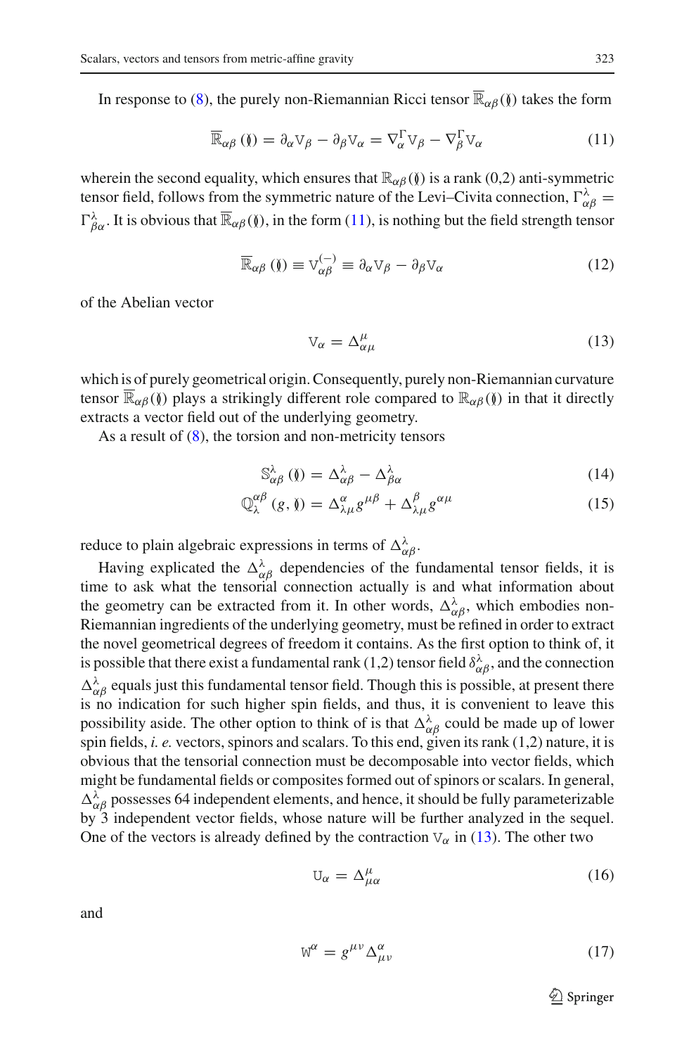In response to (8), the purely non-Riemannian Ricci tensor $\overline{\mathbb{R}}_{\alpha\beta}(\Delta)$ takes the form

$$\overline{\mathbb{R}}_{\alpha\beta}\left(\Delta\right) = \partial_{\alpha}\mathbb{V}_{\beta} - \partial_{\beta}\mathbb{V}_{\alpha} = \nabla^{\Gamma}_{\alpha}\mathbb{V}_{\beta} - \nabla^{\Gamma}_{\beta}\mathbb{V}_{\alpha} \tag{11}$$

wherein the second equality, which ensures that $\mathbb{R}_{\alpha\beta}(\Delta)$ is a rank (0,2) anti-symmetric tensor field, follows from the symmetric nature of the Levi–Civita connection, $\Gamma^{\lambda}_{\alpha\beta} = \Gamma^{\lambda}_{\beta\alpha}$. It is obvious that $\overline{\mathbb{R}}_{\alpha\beta}(\Delta)$, in the form (11), is nothing but the field strength tensor

$$\overline{\mathbb{R}}_{\alpha\beta}\left(\Delta\right) \equiv \mathbb{V}^{(-)}_{\alpha\beta} \equiv \partial_{\alpha}\mathbb{V}_{\beta} - \partial_{\beta}\mathbb{V}_{\alpha} \tag{12}$$

of the Abelian vector

$$\mathbb{V}_{\alpha} = \Delta^{\mu}_{\alpha\mu} \tag{13}$$

which is of purely geometrical origin. Consequently, purely non-Riemannian curvature tensor $\overline{\mathbb{R}}_{\alpha\beta}(\Delta)$ plays a strikingly different role compared to $\mathbb{R}_{\alpha\beta}(\Delta)$ in that it directly extracts a vector field out of the underlying geometry.

As a result of (8), the torsion and non-metricity tensors

$$\mathbb{S}^{\lambda}_{\alpha\beta}\left(\Delta\right) = \Delta^{\lambda}_{\alpha\beta} - \Delta^{\lambda}_{\beta\alpha} \tag{14}$$

$$\mathbb{Q}^{\alpha\beta}_{\lambda}\left(g, \Delta\right) = \Delta^{\alpha}_{\lambda\mu}g^{\mu\beta} + \Delta^{\beta}_{\lambda\mu}g^{\alpha\mu} \tag{15}$$

reduce to plain algebraic expressions in terms of $\Delta^{\lambda}_{\alpha\beta}$.

Having explicated the $\Delta^{\lambda}_{\alpha\beta}$ dependencies of the fundamental tensor fields, it is time to ask what the tensorial connection actually is and what information about the geometry can be extracted from it. In other words, $\Delta^{\lambda}_{\alpha\beta}$, which embodies non-Riemannian ingredients of the underlying geometry, must be refined in order to extract the novel geometrical degrees of freedom it contains. As the first option to think of, it is possible that there exist a fundamental rank (1,2) tensor field $\delta^{\lambda}_{\alpha\beta}$, and the connection $\Delta^{\lambda}_{\alpha\beta}$ equals just this fundamental tensor field. Though this is possible, at present there is no indication for such higher spin fields, and thus, it is convenient to leave this possibility aside. The other option to think of is that $\Delta^{\lambda}_{\alpha\beta}$ could be made up of lower spin fields, *i. e.* vectors, spinors and scalars. To this end, given its rank (1,2) nature, it is obvious that the tensorial connection must be decomposable into vector fields, which might be fundamental fields or composites formed out of spinors or scalars. In general, $\Delta^{\lambda}_{\alpha\beta}$ possesses 64 independent elements, and hence, it should be fully parameterizable by 3 independent vector fields, whose nature will be further analyzed in the sequel. One of the vectors is already defined by the contraction $\mathbb{V}_{\alpha}$ in (13). The other two

$$\mathbb{U}_{\alpha} = \Delta^{\mu}_{\mu\alpha} \tag{16}$$

and

$$\mathbb{W}^{\alpha} = g^{\mu\nu}\Delta^{\alpha}_{\mu\nu} \tag{17}$$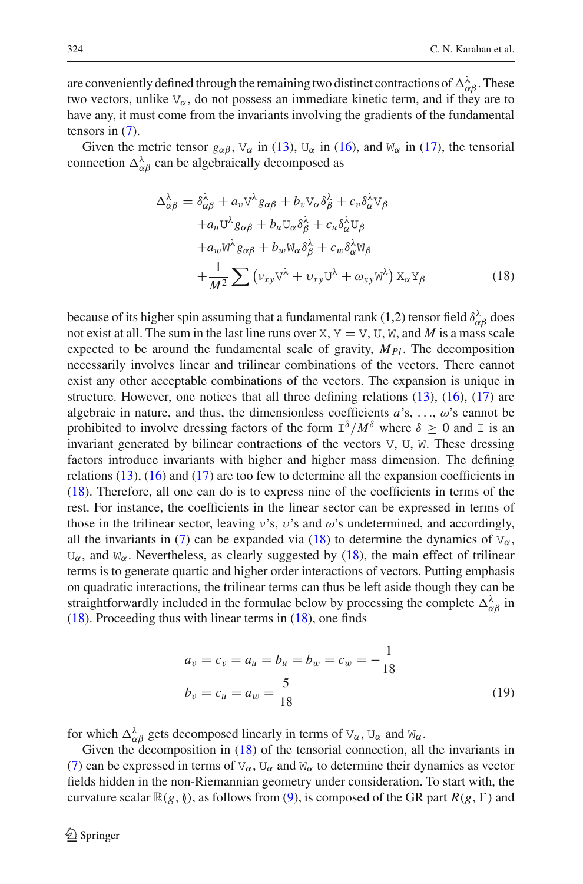are conveniently defined through the remaining two distinct contractions of $\Delta^{\lambda}_{\alpha\beta}$. These two vectors, unlike $\mathtt{V}_\alpha$, do not possess an immediate kinetic term, and if they are to have any, it must come from the invariants involving the gradients of the fundamental tensors in (7).

Given the metric tensor $g_{\alpha\beta}$, $\mathtt{V}_\alpha$ in (13), $\mathtt{U}_\alpha$ in (16), and $\mathtt{W}_\alpha$ in (17), the tensorial connection $\Delta^{\lambda}_{\alpha\beta}$ can be algebraically decomposed as

$$
\begin{aligned}
\Delta^{\lambda}_{\alpha\beta} = \delta^{\lambda}_{\alpha\beta} &+ a_v \mathtt{V}^{\lambda} g_{\alpha\beta} + b_v \mathtt{V}_{\alpha} \delta^{\lambda}_{\beta} + c_v \delta^{\lambda}_{\alpha} \mathtt{V}_{\beta} \\
&+ a_u \mathtt{U}^{\lambda} g_{\alpha\beta} + b_u \mathtt{U}_{\alpha} \delta^{\lambda}_{\beta} + c_u \delta^{\lambda}_{\alpha} \mathtt{U}_{\beta} \\
&+ a_w \mathtt{W}^{\lambda} g_{\alpha\beta} + b_w \mathtt{W}_{\alpha} \delta^{\lambda}_{\beta} + c_w \delta^{\lambda}_{\alpha} \mathtt{W}_{\beta} \\
&+ \frac{1}{M^2} \sum \left( \nu_{xy} \mathtt{V}^{\lambda} + \upsilon_{xy} \mathtt{U}^{\lambda} + \omega_{xy} \mathtt{W}^{\lambda} \right) \mathtt{X}_{\alpha} \mathtt{Y}_{\beta}
\end{aligned}
\tag{18}
$$

because of its higher spin assuming that a fundamental rank (1,2) tensor field $\delta^{\lambda}_{\alpha\beta}$ does not exist at all. The sum in the last line runs over $\mathtt{X}, \mathtt{Y} = \mathtt{V}, \mathtt{U}, \mathtt{W}$, and $M$ is a mass scale expected to be around the fundamental scale of gravity, $M_{Pl}$. The decomposition necessarily involves linear and trilinear combinations of the vectors. There cannot exist any other acceptable combinations of the vectors. The expansion is unique in structure. However, one notices that all three defining relations (13), (16), (17) are algebraic in nature, and thus, the dimensionless coefficients $a$'s, …, $\omega$'s cannot be prohibited to involve dressing factors of the form $\mathtt{I}^{\delta}/M^{\delta}$ where $\delta \geq 0$ and $\mathtt{I}$ is an invariant generated by bilinear contractions of the vectors $\mathtt{V}$, $\mathtt{U}$, $\mathtt{W}$. These dressing factors introduce invariants with higher and higher mass dimension. The defining relations (13), (16) and (17) are too few to determine all the expansion coefficients in (18). Therefore, all one can do is to express nine of the coefficients in terms of the rest. For instance, the coefficients in the linear sector can be expressed in terms of those in the trilinear sector, leaving $\nu$'s, $\upsilon$'s and $\omega$'s undetermined, and accordingly, all the invariants in (7) can be expanded via (18) to determine the dynamics of $\mathtt{V}_\alpha$, $\mathtt{U}_\alpha$, and $\mathtt{W}_\alpha$. Nevertheless, as clearly suggested by (18), the main effect of trilinear terms is to generate quartic and higher order interactions of vectors. Putting emphasis on quadratic interactions, the trilinear terms can thus be left aside though they can be straightforwardly included in the formulae below by processing the complete $\Delta^{\lambda}_{\alpha\beta}$ in (18). Proceeding thus with linear terms in (18), one finds

$$
\begin{aligned}
a_v = c_v = a_u = b_u = b_w = c_w &= -\frac{1}{18} \\
b_v = c_u = a_w &= \frac{5}{18}
\end{aligned}
\tag{19}
$$

for which $\Delta^{\lambda}_{\alpha\beta}$ gets decomposed linearly in terms of $\mathtt{V}_\alpha$, $\mathtt{U}_\alpha$ and $\mathtt{W}_\alpha$.

Given the decomposition in (18) of the tensorial connection, all the invariants in (7) can be expressed in terms of $\mathtt{V}_\alpha$, $\mathtt{U}_\alpha$ and $\mathtt{W}_\alpha$ to determine their dynamics as vector fields hidden in the non-Riemannian geometry under consideration. To start with, the curvature scalar $\mathbb{R}(g, \Gamma)$, as follows from (9), is composed of the GR part $R(g, \Gamma)$ and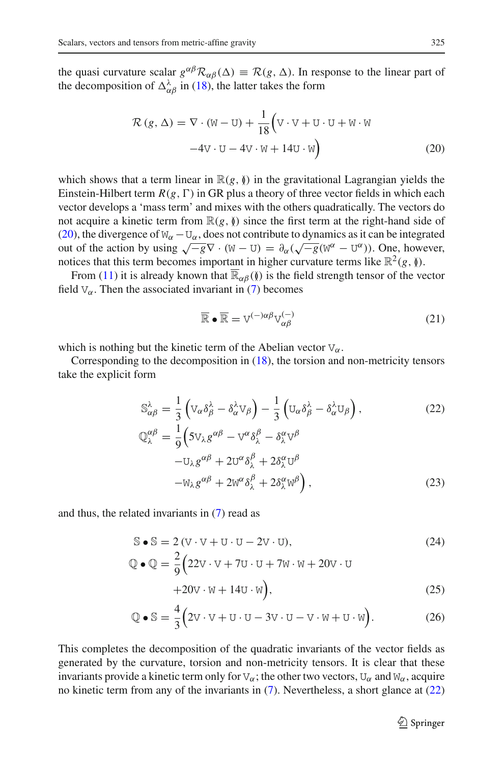the quasi curvature scalar $g^{\alpha\beta}\mathcal{R}_{\alpha\beta}(\Delta) \equiv \mathcal{R}(g, \Delta)$. In response to the linear part of the decomposition of $\Delta^{\lambda}_{\alpha\beta}$ in (18), the latter takes the form

$$\mathcal{R}(g, \Delta) = \nabla \cdot (\mathtt{W} - \mathtt{U}) + \frac{1}{18}\Big(\mathtt{V} \cdot \mathtt{V} + \mathtt{U} \cdot \mathtt{U} + \mathtt{W} \cdot \mathtt{W} \\ -4\mathtt{V} \cdot \mathtt{U} - 4\mathtt{V} \cdot \mathtt{W} + 14\mathtt{U} \cdot \mathtt{W}\Big) \tag{20}$$

which shows that a term linear in $\mathbb{R}(g, \emptyset)$ in the gravitational Lagrangian yields the Einstein-Hilbert term $R(g, \Gamma)$ in GR plus a theory of three vector fields in which each vector develops a 'mass term' and mixes with the others quadratically. The vectors do not acquire a kinetic term from $\mathbb{R}(g, \emptyset)$ since the first term at the right-hand side of (20), the divergence of $\mathtt{W}_\alpha - \mathtt{U}_\alpha$, does not contribute to dynamics as it can be integrated out of the action by using $\sqrt{-g}\nabla \cdot (\mathtt{W} - \mathtt{U}) = \partial_\alpha(\sqrt{-g}(\mathtt{W}^\alpha - \mathtt{U}^\alpha))$. One, however, notices that this term becomes important in higher curvature terms like $\mathbb{R}^2(g, \emptyset)$.

From (11) it is already known that $\overline{\mathbb{R}}_{\alpha\beta}(\emptyset)$ is the field strength tensor of the vector field $\mathtt{V}_\alpha$. Then the associated invariant in (7) becomes

$$\overline{\mathbb{R}} \bullet \overline{\mathbb{R}} = \mathtt{V}^{(-)\alpha\beta}\mathtt{V}^{(-)}_{\alpha\beta} \tag{21}$$

which is nothing but the kinetic term of the Abelian vector $\mathtt{V}_\alpha$.

Corresponding to the decomposition in (18), the torsion and non-metricity tensors take the explicit form

$$\mathbb{S}^{\lambda}_{\alpha\beta} = \frac{1}{3}\left(\mathtt{V}_\alpha \delta^{\lambda}_{\beta} - \delta^{\lambda}_{\alpha}\mathtt{V}_\beta\right) - \frac{1}{3}\left(\mathtt{U}_\alpha \delta^{\lambda}_{\beta} - \delta^{\lambda}_{\alpha}\mathtt{U}_\beta\right), \tag{22}$$

$$\mathbb{Q}^{\alpha\beta}_{\lambda} = \frac{1}{9}\Big(5\mathtt{V}_\lambda g^{\alpha\beta} - \mathtt{V}^\alpha \delta^{\beta}_{\lambda} - \delta^{\alpha}_{\lambda}\mathtt{V}^\beta \\ -\mathtt{U}_\lambda g^{\alpha\beta} + 2\mathtt{U}^\alpha \delta^{\beta}_{\lambda} + 2\delta^{\alpha}_{\lambda}\mathtt{U}^\beta \\ -\mathtt{W}_\lambda g^{\alpha\beta} + 2\mathtt{W}^\alpha \delta^{\beta}_{\lambda} + 2\delta^{\alpha}_{\lambda}\mathtt{W}^\beta\Big), \tag{23}$$

and thus, the related invariants in (7) read as

$$\mathbb{S} \bullet \mathbb{S} = 2\,(\mathtt{V} \cdot \mathtt{V} + \mathtt{U} \cdot \mathtt{U} - 2\mathtt{V} \cdot \mathtt{U}), \tag{24}$$

$$\mathbb{Q} \bullet \mathbb{Q} = \frac{2}{9}\Big(22\mathtt{V} \cdot \mathtt{V} + 7\mathtt{U} \cdot \mathtt{U} + 7\mathtt{W} \cdot \mathtt{W} + 20\mathtt{V} \cdot \mathtt{U} \\ +20\mathtt{V} \cdot \mathtt{W} + 14\mathtt{U} \cdot \mathtt{W}\Big), \tag{25}$$

$$\mathbb{Q} \bullet \mathbb{S} = \frac{4}{3}\Big(2\mathtt{V} \cdot \mathtt{V} + \mathtt{U} \cdot \mathtt{U} - 3\mathtt{V} \cdot \mathtt{U} - \mathtt{V} \cdot \mathtt{W} + \mathtt{U} \cdot \mathtt{W}\Big). \tag{26}$$

This completes the decomposition of the quadratic invariants of the vector fields as generated by the curvature, torsion and non-metricity tensors. It is clear that these invariants provide a kinetic term only for $\mathtt{V}_\alpha$; the other two vectors, $\mathtt{U}_\alpha$ and $\mathtt{W}_\alpha$, acquire no kinetic term from any of the invariants in (7). Nevertheless, a short glance at (22)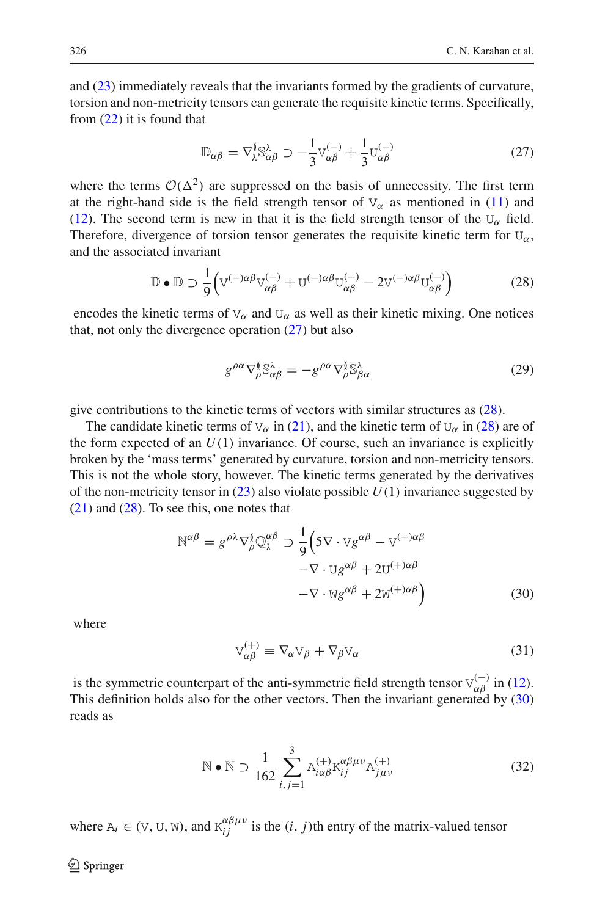and (23) immediately reveals that the invariants formed by the gradients of curvature, torsion and non-metricity tensors can generate the requisite kinetic terms. Specifically, from (22) it is found that

$$\mathbb{D}_{\alpha\beta} = \nabla^{\natural}_{\lambda}\mathbb{S}^{\lambda}_{\alpha\beta} \supset -\frac{1}{3}\mathtt{V}^{(-)}_{\alpha\beta} + \frac{1}{3}\mathtt{U}^{(-)}_{\alpha\beta} \tag{27}$$

where the terms $\mathcal{O}(\Delta^2)$ are suppressed on the basis of unnecessity. The first term at the right-hand side is the field strength tensor of $\mathtt{V}_\alpha$ as mentioned in (11) and (12). The second term is new in that it is the field strength tensor of the $\mathtt{U}_\alpha$ field. Therefore, divergence of torsion tensor generates the requisite kinetic term for $\mathtt{U}_\alpha$, and the associated invariant

$$\mathbb{D} \bullet \mathbb{D} \supset \frac{1}{9}\Big(\mathtt{V}^{(-)\alpha\beta}\mathtt{V}^{(-)}_{\alpha\beta} + \mathtt{U}^{(-)\alpha\beta}\mathtt{U}^{(-)}_{\alpha\beta} - 2\mathtt{V}^{(-)\alpha\beta}\mathtt{U}^{(-)}_{\alpha\beta}\Big) \tag{28}$$

encodes the kinetic terms of $\mathtt{V}_\alpha$ and $\mathtt{U}_\alpha$ as well as their kinetic mixing. One notices that, not only the divergence operation (27) but also

$$g^{\rho\alpha}\nabla^{\natural}_{\rho}\mathbb{S}^{\lambda}_{\alpha\beta} = -g^{\rho\alpha}\nabla^{\natural}_{\rho}\mathbb{S}^{\lambda}_{\beta\alpha} \tag{29}$$

give contributions to the kinetic terms of vectors with similar structures as (28).

The candidate kinetic terms of $\mathtt{V}_\alpha$ in (21), and the kinetic term of $\mathtt{U}_\alpha$ in (28) are of the form expected of an $U(1)$ invariance. Of course, such an invariance is explicitly broken by the 'mass terms' generated by curvature, torsion and non-metricity tensors. This is not the whole story, however. The kinetic terms generated by the derivatives of the non-metricity tensor in (23) also violate possible $U(1)$ invariance suggested by (21) and (28). To see this, one notes that

$$\begin{aligned}\mathbb{N}^{\alpha\beta} = g^{\rho\lambda}\nabla^{\natural}_{\rho}\mathbb{Q}^{\alpha\beta}_{\lambda} \supset \frac{1}{9}\Big(&5\nabla\cdot\mathtt{V}g^{\alpha\beta} - \mathtt{V}^{(+)\alpha\beta} \\ &-\nabla\cdot\mathtt{U}g^{\alpha\beta} + 2\mathtt{U}^{(+)\alpha\beta} \\ &-\nabla\cdot\mathtt{W}g^{\alpha\beta} + 2\mathtt{W}^{(+)\alpha\beta}\Big)\end{aligned} \tag{30}$$

where

$$\mathtt{V}^{(+)}_{\alpha\beta} \equiv \nabla_\alpha\mathtt{V}_\beta + \nabla_\beta\mathtt{V}_\alpha \tag{31}$$

is the symmetric counterpart of the anti-symmetric field strength tensor $\mathtt{V}^{(-)}_{\alpha\beta}$ in (12). This definition holds also for the other vectors. Then the invariant generated by (30) reads as

$$\mathbb{N} \bullet \mathbb{N} \supset \frac{1}{162}\sum_{i,j=1}^{3}\mathtt{A}^{(+)}_{i\alpha\beta}\mathtt{K}^{\alpha\beta\mu\nu}_{ij}\mathtt{A}^{(+)}_{j\mu\nu} \tag{32}$$

where $\mathtt{A}_i \in (\mathtt{V}, \mathtt{U}, \mathtt{W})$, and $\mathtt{K}^{\alpha\beta\mu\nu}_{ij}$ is the $(i, j)$th entry of the matrix-valued tensor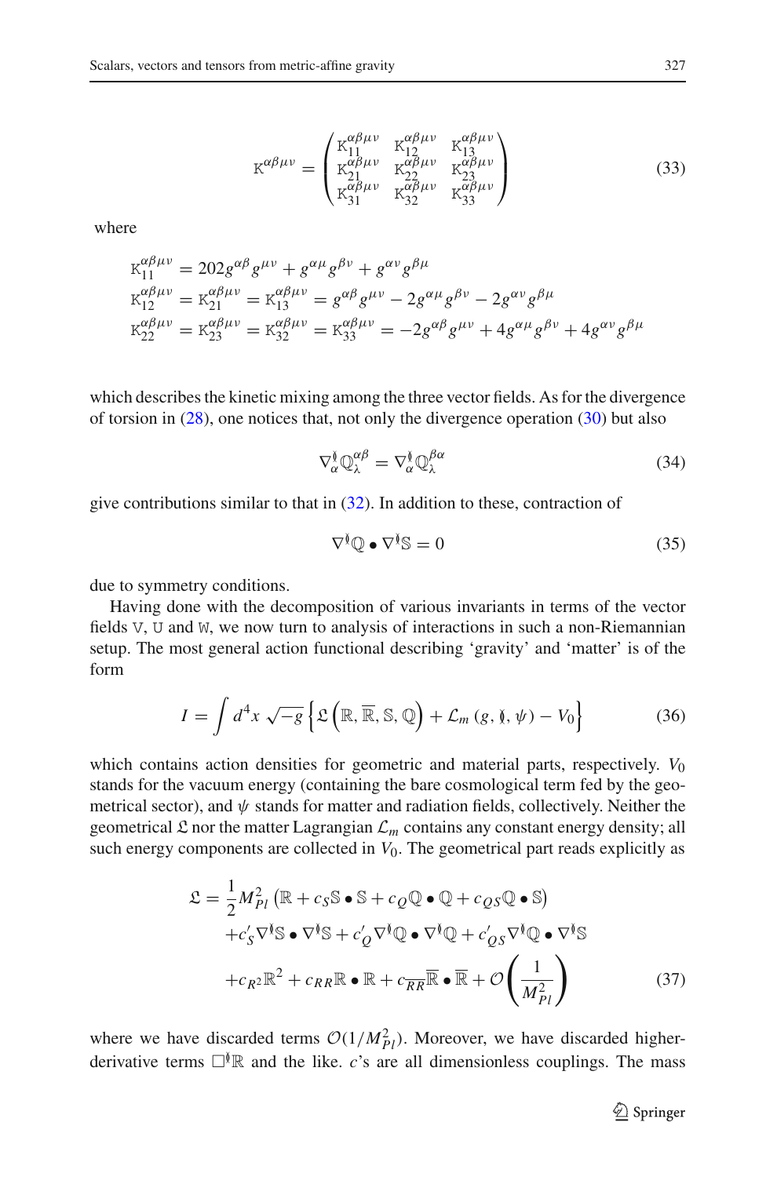$$
\mathtt{K}^{\alpha\beta\mu\nu} = \begin{pmatrix} \mathtt{K}_{11}^{\alpha\beta\mu\nu} & \mathtt{K}_{12}^{\alpha\beta\mu\nu} & \mathtt{K}_{13}^{\alpha\beta\mu\nu} \\ \mathtt{K}_{21}^{\alpha\beta\mu\nu} & \mathtt{K}_{22}^{\alpha\beta\mu\nu} & \mathtt{K}_{23}^{\alpha\beta\mu\nu} \\ \mathtt{K}_{31}^{\alpha\beta\mu\nu} & \mathtt{K}_{32}^{\alpha\beta\mu\nu} & \mathtt{K}_{33}^{\alpha\beta\mu\nu} \end{pmatrix} \tag{33}
$$

where

$$
\begin{aligned}
\mathtt{K}_{11}^{\alpha\beta\mu\nu} &= 202 g^{\alpha\beta} g^{\mu\nu} + g^{\alpha\mu} g^{\beta\nu} + g^{\alpha\nu} g^{\beta\mu} \\
\mathtt{K}_{12}^{\alpha\beta\mu\nu} &= \mathtt{K}_{21}^{\alpha\beta\mu\nu} = \mathtt{K}_{13}^{\alpha\beta\mu\nu} = g^{\alpha\beta} g^{\mu\nu} - 2 g^{\alpha\mu} g^{\beta\nu} - 2 g^{\alpha\nu} g^{\beta\mu} \\
\mathtt{K}_{22}^{\alpha\beta\mu\nu} &= \mathtt{K}_{23}^{\alpha\beta\mu\nu} = \mathtt{K}_{32}^{\alpha\beta\mu\nu} = \mathtt{K}_{33}^{\alpha\beta\mu\nu} = -2 g^{\alpha\beta} g^{\mu\nu} + 4 g^{\alpha\mu} g^{\beta\nu} + 4 g^{\alpha\nu} g^{\beta\mu}
\end{aligned}
$$

which describes the kinetic mixing among the three vector fields. As for the divergence of torsion in (28), one notices that, not only the divergence operation (30) but also

$$
\nabla^{\gamma}_{\alpha} \mathbb{Q}_{\lambda}^{\alpha\beta} = \nabla^{\gamma}_{\alpha} \mathbb{Q}_{\lambda}^{\beta\alpha} \tag{34}
$$

give contributions similar to that in (32). In addition to these, contraction of

$$
\nabla^{\gamma} \mathbb{Q} \bullet \nabla^{\gamma} \mathbb{S} = 0 \tag{35}
$$

due to symmetry conditions.

Having done with the decomposition of various invariants in terms of the vector fields $\mathtt{V}$, $\mathtt{U}$ and $\mathtt{W}$, we now turn to analysis of interactions in such a non-Riemannian setup. The most general action functional describing 'gravity' and 'matter' is of the form

$$
I = \int d^4x \sqrt{-g} \left\{ \mathfrak{L}\left(\mathbb{R}, \overline{\mathbb{R}}, \mathbb{S}, \mathbb{Q}\right) + \mathcal{L}_m\left(g, \gamma, \psi\right) - V_0 \right\} \tag{36}
$$

which contains action densities for geometric and material parts, respectively. $V_0$ stands for the vacuum energy (containing the bare cosmological term fed by the geometrical sector), and $\psi$ stands for matter and radiation fields, collectively. Neither the geometrical $\mathfrak{L}$ nor the matter Lagrangian $\mathcal{L}_m$ contains any constant energy density; all such energy components are collected in $V_0$. The geometrical part reads explicitly as

$$
\begin{aligned}
\mathfrak{L} = & \frac{1}{2} M_{Pl}^2 \left( \mathbb{R} + c_S \mathbb{S} \bullet \mathbb{S} + c_Q \mathbb{Q} \bullet \mathbb{Q} + c_{QS} \mathbb{Q} \bullet \mathbb{S} \right) \\
& + c'_S \nabla^{\gamma} \mathbb{S} \bullet \nabla^{\gamma} \mathbb{S} + c'_Q \nabla^{\gamma} \mathbb{Q} \bullet \nabla^{\gamma} \mathbb{Q} + c'_{QS} \nabla^{\gamma} \mathbb{Q} \bullet \nabla^{\gamma} \mathbb{S} \\
& + c_{R^2} \mathbb{R}^2 + c_{RR} \mathbb{R} \bullet \mathbb{R} + c_{\overline{RR}} \overline{\mathbb{R}} \bullet \overline{\mathbb{R}} + \mathcal{O}\left( \frac{1}{M_{Pl}^2} \right)
\end{aligned} \tag{37}
$$

where we have discarded terms $\mathcal{O}(1/M_{Pl}^2)$. Moreover, we have discarded higher-derivative terms $\Box^{\gamma} \mathbb{R}$ and the like. $c$'s are all dimensionless couplings. The mass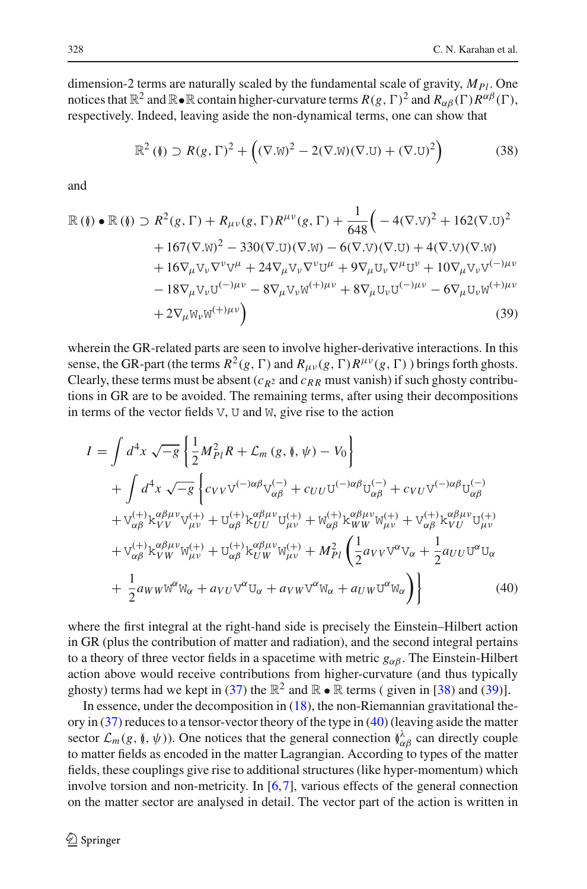dimension-2 terms are naturally scaled by the fundamental scale of gravity, $M_{Pl}$. One notices that $\mathbb{R}^2$ and $\mathbb{R}\bullet\mathbb{R}$ contain higher-curvature terms $R(g,\Gamma)^2$ and $R_{\alpha\beta}(\Gamma)R^{\alpha\beta}(\Gamma)$, respectively. Indeed, leaving aside the non-dynamical terms, one can show that

$$\mathbb{R}^2\,(\Gamma) \supset R(g,\Gamma)^2 + \Big((\nabla.\mathtt{W})^2 - 2(\nabla.\mathtt{W})(\nabla.\mathtt{U}) + (\nabla.\mathtt{U})^2\Big) \tag{38}$$

and

$$\begin{aligned}
\mathbb{R}\,(\Gamma)\bullet\mathbb{R}\,(\Gamma) \supset\; & R^2(g,\Gamma) + R_{\mu\nu}(g,\Gamma)R^{\mu\nu}(g,\Gamma) + \frac{1}{648}\Big( -4(\nabla.\mathtt{V})^2 + 162(\nabla.\mathtt{U})^2 \\
& + 167(\nabla.\mathtt{W})^2 - 330(\nabla.\mathtt{U})(\nabla.\mathtt{W}) - 6(\nabla.\mathtt{V})(\nabla.\mathtt{U}) + 4(\nabla.\mathtt{V})(\nabla.\mathtt{W}) \\
& + 16\nabla_\mu \mathtt{V}_\nu \nabla^\nu \mathtt{V}^\mu + 24\nabla_\mu \mathtt{V}_\nu \nabla^\nu \mathtt{U}^\mu + 9\nabla_\mu \mathtt{U}_\nu \nabla^\mu \mathtt{U}^\nu + 10\nabla_\mu \mathtt{V}_\nu \mathtt{V}^{(-)\mu\nu} \\
& - 18\nabla_\mu \mathtt{V}_\nu \mathtt{U}^{(-)\mu\nu} - 8\nabla_\mu \mathtt{V}_\nu \mathtt{W}^{(+)\mu\nu} + 8\nabla_\mu \mathtt{U}_\nu \mathtt{U}^{(-)\mu\nu} - 6\nabla_\mu \mathtt{U}_\nu \mathtt{W}^{(+)\mu\nu} \\
& + 2\nabla_\mu \mathtt{W}_\nu \mathtt{W}^{(+)\mu\nu}\Big)
\end{aligned} \tag{39}$$

wherein the GR-related parts are seen to involve higher-derivative interactions. In this sense, the GR-part (the terms $R^2(g,\Gamma)$ and $R_{\mu\nu}(g,\Gamma)R^{\mu\nu}(g,\Gamma)$ ) brings forth ghosts. Clearly, these terms must be absent ($c_{R^2}$ and $c_{RR}$ must vanish) if such ghosty contributions in GR are to be avoided. The remaining terms, after using their decompositions in terms of the vector fields $\mathtt{V}$, $\mathtt{U}$ and $\mathtt{W}$, give rise to the action

$$\begin{aligned}
I = & \int d^4x\,\sqrt{-g}\left\{\frac{1}{2}M_{Pl}^2 R + \mathcal{L}_m\,(g,\Gamma,\psi) - V_0\right\} \\
& + \int d^4x\,\sqrt{-g}\,\Big\{ c_{VV}\mathtt{V}^{(-)\alpha\beta}\mathtt{V}^{(-)}_{\alpha\beta} + c_{UU}\mathtt{U}^{(-)\alpha\beta}\mathtt{U}^{(-)}_{\alpha\beta} + c_{VU}\mathtt{V}^{(-)\alpha\beta}\mathtt{U}^{(-)}_{\alpha\beta} \\
& + \mathtt{V}^{(+)}_{\alpha\beta}\mathtt{k}^{\alpha\beta\mu\nu}_{VV}\mathtt{V}^{(+)}_{\mu\nu} + \mathtt{U}^{(+)}_{\alpha\beta}\mathtt{k}^{\alpha\beta\mu\nu}_{UU}\mathtt{U}^{(+)}_{\mu\nu} + \mathtt{W}^{(+)}_{\alpha\beta}\mathtt{k}^{\alpha\beta\mu\nu}_{WW}\mathtt{W}^{(+)}_{\mu\nu} + \mathtt{V}^{(+)}_{\alpha\beta}\mathtt{k}^{\alpha\beta\mu\nu}_{VU}\mathtt{U}^{(+)}_{\mu\nu} \\
& + \mathtt{V}^{(+)}_{\alpha\beta}\mathtt{k}^{\alpha\beta\mu\nu}_{VW}\mathtt{W}^{(+)}_{\mu\nu} + \mathtt{U}^{(+)}_{\alpha\beta}\mathtt{k}^{\alpha\beta\mu\nu}_{UW}\mathtt{W}^{(+)}_{\mu\nu} + M_{Pl}^2\left(\frac{1}{2}a_{VV}\mathtt{V}^\alpha\mathtt{V}_\alpha + \frac{1}{2}a_{UU}\mathtt{U}^\alpha\mathtt{U}_\alpha\right. \\
& \left.+\ \frac{1}{2}a_{WW}\mathtt{W}^\alpha\mathtt{W}_\alpha + a_{VU}\mathtt{V}^\alpha\mathtt{U}_\alpha + a_{VW}\mathtt{V}^\alpha\mathtt{W}_\alpha + a_{UW}\mathtt{U}^\alpha\mathtt{W}_\alpha\right)\Big\}
\end{aligned} \tag{40}$$

where the first integral at the right-hand side is precisely the Einstein–Hilbert action in GR (plus the contribution of matter and radiation), and the second integral pertains to a theory of three vector fields in a spacetime with metric $g_{\alpha\beta}$. The Einstein-Hilbert action above would receive contributions from higher-curvature (and thus typically ghosty) terms had we kept in (37) the $\mathbb{R}^2$ and $\mathbb{R}\bullet\mathbb{R}$ terms ( given in [38) and (39)].

In essence, under the decomposition in (18), the non-Riemannian gravitational theory in (37) reduces to a tensor-vector theory of the type in (40) (leaving aside the matter sector $\mathcal{L}_m(g,\Gamma,\psi)$). One notices that the general connection $\Gamma^\lambda_{\alpha\beta}$ can directly couple to matter fields as encoded in the matter Lagrangian. According to types of the matter fields, these couplings give rise to additional structures (like hyper-momentum) which involve torsion and non-metricity. In [6,7], various effects of the general connection on the matter sector are analysed in detail. The vector part of the action is written in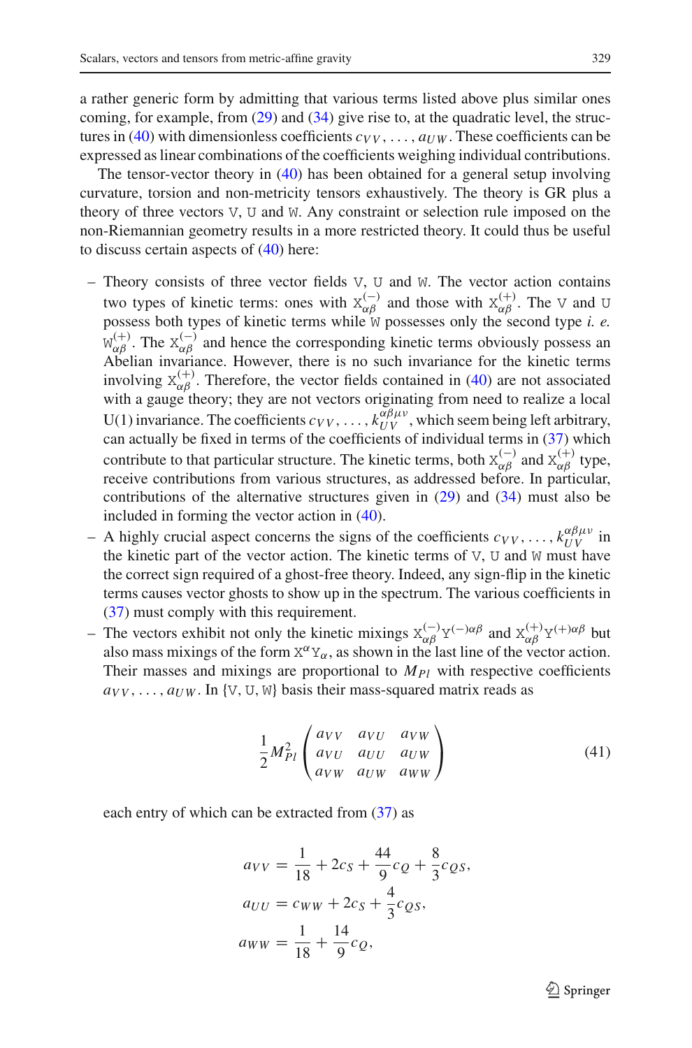a rather generic form by admitting that various terms listed above plus similar ones coming, for example, from (29) and (34) give rise to, at the quadratic level, the structures in (40) with dimensionless coefficients $c_{VV}, \ldots, a_{UW}$. These coefficients can be expressed as linear combinations of the coefficients weighing individual contributions.

The tensor-vector theory in (40) has been obtained for a general setup involving curvature, torsion and non-metricity tensors exhaustively. The theory is GR plus a theory of three vectors $\mathtt{V}$, $\mathtt{U}$ and $\mathtt{W}$. Any constraint or selection rule imposed on the non-Riemannian geometry results in a more restricted theory. It could thus be useful to discuss certain aspects of (40) here:

- Theory consists of three vector fields $\mathtt{V}$, $\mathtt{U}$ and $\mathtt{W}$. The vector action contains two types of kinetic terms: ones with $\mathtt{X}^{(-)}_{\alpha\beta}$ and those with $\mathtt{X}^{(+)}_{\alpha\beta}$. The $\mathtt{V}$ and $\mathtt{U}$ possess both types of kinetic terms while $\mathtt{W}$ possesses only the second type *i. e.* $\mathtt{W}^{(+)}_{\alpha\beta}$. The $\mathtt{X}^{(-)}_{\alpha\beta}$ and hence the corresponding kinetic terms obviously possess an Abelian invariance. However, there is no such invariance for the kinetic terms involving $\mathtt{X}^{(+)}_{\alpha\beta}$. Therefore, the vector fields contained in (40) are not associated with a gauge theory; they are not vectors originating from need to realize a local U(1) invariance. The coefficients $c_{VV}, \ldots, k^{\alpha\beta\mu\nu}_{UV}$, which seem being left arbitrary, can actually be fixed in terms of the coefficients of individual terms in (37) which contribute to that particular structure. The kinetic terms, both $\mathtt{X}^{(-)}_{\alpha\beta}$ and $\mathtt{X}^{(+)}_{\alpha\beta}$ type, receive contributions from various structures, as addressed before. In particular, contributions of the alternative structures given in (29) and (34) must also be included in forming the vector action in (40).
- A highly crucial aspect concerns the signs of the coefficients $c_{VV}, \ldots, k^{\alpha\beta\mu\nu}_{UV}$ in the kinetic part of the vector action. The kinetic terms of $\mathtt{V}$, $\mathtt{U}$ and $\mathtt{W}$ must have the correct sign required of a ghost-free theory. Indeed, any sign-flip in the kinetic terms causes vector ghosts to show up in the spectrum. The various coefficients in (37) must comply with this requirement.
- The vectors exhibit not only the kinetic mixings $\mathtt{X}^{(-)}_{\alpha\beta}\mathtt{Y}^{(-)\alpha\beta}$ and $\mathtt{X}^{(+)}_{\alpha\beta}\mathtt{Y}^{(+)\alpha\beta}$ but also mass mixings of the form $\mathtt{X}^{\alpha}\mathtt{Y}_{\alpha}$, as shown in the last line of the vector action. Their masses and mixings are proportional to $M_{Pl}$ with respective coefficients $a_{VV}, \ldots, a_{UW}$. In $\{\mathtt{V}, \mathtt{U}, \mathtt{W}\}$ basis their mass-squared matrix reads as

$$\frac{1}{2}M^2_{Pl}\begin{pmatrix} a_{VV} & a_{VU} & a_{VW} \\ a_{VU} & a_{UU} & a_{UW} \\ a_{VW} & a_{UW} & a_{WW} \end{pmatrix} \tag{41}$$

each entry of which can be extracted from (37) as

$$\begin{aligned}
a_{VV} &= \frac{1}{18} + 2c_S + \frac{44}{9}c_Q + \frac{8}{3}c_{QS}, \\
a_{UU} &= c_{WW} + 2c_S + \frac{4}{3}c_{QS}, \\
a_{WW} &= \frac{1}{18} + \frac{14}{9}c_Q,
\end{aligned}$$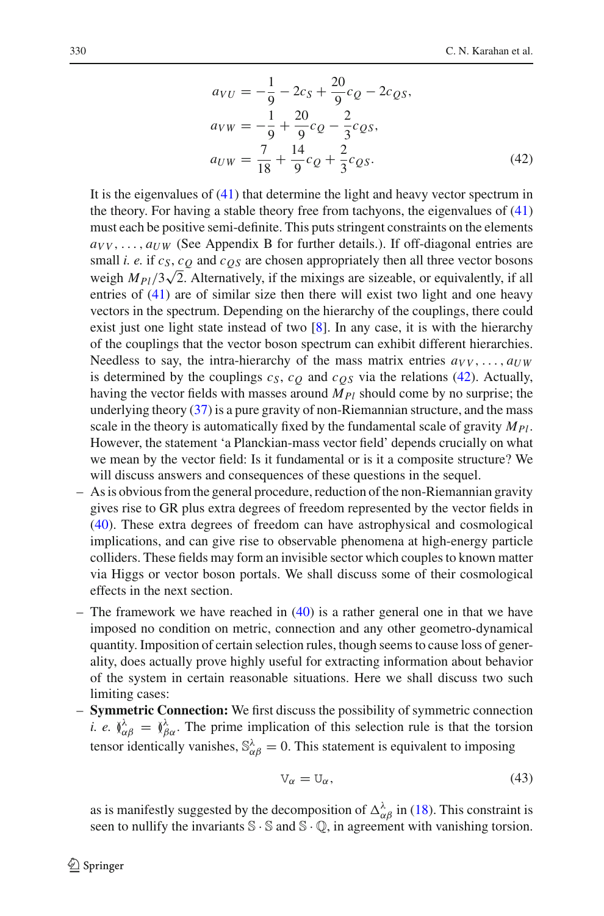$$
\begin{aligned}
a_{VU} &= -\frac{1}{9} - 2c_S + \frac{20}{9}c_Q - 2c_{QS}, \\
a_{VW} &= -\frac{1}{9} + \frac{20}{9}c_Q - \frac{2}{3}c_{QS}, \\
a_{UW} &= \frac{7}{18} + \frac{14}{9}c_Q + \frac{2}{3}c_{QS}.
\end{aligned}
\tag{42}
$$

It is the eigenvalues of (41) that determine the light and heavy vector spectrum in the theory. For having a stable theory free from tachyons, the eigenvalues of (41) must each be positive semi-definite. This puts stringent constraints on the elements $a_{VV}, \ldots, a_{UW}$ (See Appendix B for further details.). If off-diagonal entries are small *i. e.* if $c_S$, $c_Q$ and $c_{QS}$ are chosen appropriately then all three vector bosons weigh $M_{Pl}/3\sqrt{2}$. Alternatively, if the mixings are sizeable, or equivalently, if all entries of (41) are of similar size then there will exist two light and one heavy vectors in the spectrum. Depending on the hierarchy of the couplings, there could exist just one light state instead of two [8]. In any case, it is with the hierarchy of the couplings that the vector boson spectrum can exhibit different hierarchies. Needless to say, the intra-hierarchy of the mass matrix entries $a_{VV}, \ldots, a_{UW}$ is determined by the couplings $c_S$, $c_Q$ and $c_{QS}$ via the relations (42). Actually, having the vector fields with masses around $M_{Pl}$ should come by no surprise; the underlying theory (37) is a pure gravity of non-Riemannian structure, and the mass scale in the theory is automatically fixed by the fundamental scale of gravity $M_{Pl}$. However, the statement 'a Planckian-mass vector field' depends crucially on what we mean by the vector field: Is it fundamental or is it a composite structure? We will discuss answers and consequences of these questions in the sequel.

– As is obvious from the general procedure, reduction of the non-Riemannian gravity gives rise to GR plus extra degrees of freedom represented by the vector fields in (40). These extra degrees of freedom can have astrophysical and cosmological implications, and can give rise to observable phenomena at high-energy particle colliders. These fields may form an invisible sector which couples to known matter via Higgs or vector boson portals. We shall discuss some of their cosmological effects in the next section.

– The framework we have reached in (40) is a rather general one in that we have imposed no condition on metric, connection and any other geometro-dynamical quantity. Imposition of certain selection rules, though seems to cause loss of generality, does actually prove highly useful for extracting information about behavior of the system in certain reasonable situations. Here we shall discuss two such limiting cases:

– **Symmetric Connection:** We first discuss the possibility of symmetric connection *i. e.* $\mathbb{\Gamma}^{\lambda}_{\alpha\beta} = \mathbb{\Gamma}^{\lambda}_{\beta\alpha}$. The prime implication of this selection rule is that the torsion tensor identically vanishes, $\mathbb{S}^{\lambda}_{\alpha\beta} = 0$. This statement is equivalent to imposing

$$
\mathbb{V}_{\alpha} = \mathbb{U}_{\alpha},
\tag{43}
$$

as is manifestly suggested by the decomposition of $\Delta^{\lambda}_{\alpha\beta}$ in (18). This constraint is seen to nullify the invariants $\mathbb{S} \cdot \mathbb{S}$ and $\mathbb{S} \cdot \mathbb{Q}$, in agreement with vanishing torsion.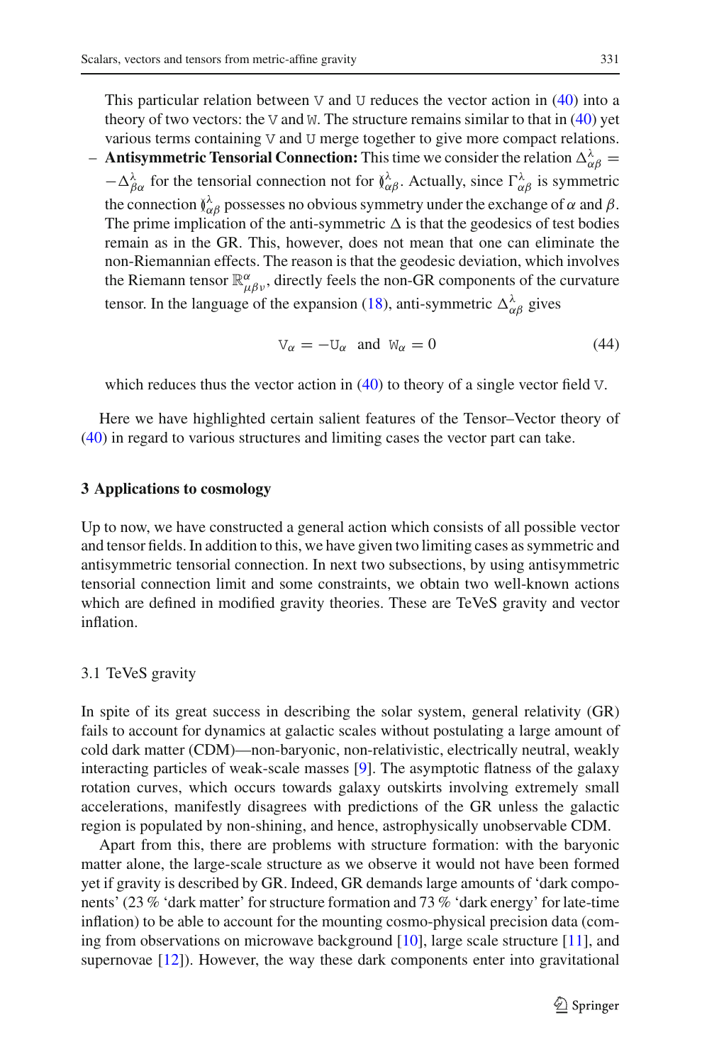This particular relation between $\mathtt{V}$ and $\mathtt{U}$ reduces the vector action in (40) into a theory of two vectors: the $\mathtt{V}$ and $\mathtt{W}$. The structure remains similar to that in (40) yet various terms containing $\mathtt{V}$ and $\mathtt{U}$ merge together to give more compact relations.

– **Antisymmetric Tensorial Connection:** This time we consider the relation $\Delta^{\lambda}_{\alpha\beta} = -\Delta^{\lambda}_{\beta\alpha}$ for the tensorial connection not for $\mathbb{\Gamma}^{\lambda}_{\alpha\beta}$. Actually, since $\Gamma^{\lambda}_{\alpha\beta}$ is symmetric the connection $\mathbb{\Gamma}^{\lambda}_{\alpha\beta}$ possesses no obvious symmetry under the exchange of $\alpha$ and $\beta$. The prime implication of the anti-symmetric $\Delta$ is that the geodesics of test bodies remain as in the GR. This, however, does not mean that one can eliminate the non-Riemannian effects. The reason is that the geodesic deviation, which involves the Riemann tensor $\mathbb{R}^{\alpha}_{\mu\beta\nu}$, directly feels the non-GR components of the curvature tensor. In the language of the expansion (18), anti-symmetric $\Delta^{\lambda}_{\alpha\beta}$ gives

$$\mathtt{V}_{\alpha} = -\mathtt{U}_{\alpha} \quad \text{and} \quad \mathtt{W}_{\alpha} = 0 \tag{44}$$

which reduces thus the vector action in (40) to theory of a single vector field $\mathtt{V}$.

Here we have highlighted certain salient features of the Tensor–Vector theory of (40) in regard to various structures and limiting cases the vector part can take.

## 3 Applications to cosmology

Up to now, we have constructed a general action which consists of all possible vector and tensor fields. In addition to this, we have given two limiting cases as symmetric and antisymmetric tensorial connection. In next two subsections, by using antisymmetric tensorial connection limit and some constraints, we obtain two well-known actions which are defined in modified gravity theories. These are TeVeS gravity and vector inflation.

### 3.1 TeVeS gravity

In spite of its great success in describing the solar system, general relativity (GR) fails to account for dynamics at galactic scales without postulating a large amount of cold dark matter (CDM)—non-baryonic, non-relativistic, electrically neutral, weakly interacting particles of weak-scale masses [9]. The asymptotic flatness of the galaxy rotation curves, which occurs towards galaxy outskirts involving extremely small accelerations, manifestly disagrees with predictions of the GR unless the galactic region is populated by non-shining, and hence, astrophysically unobservable CDM.

Apart from this, there are problems with structure formation: with the baryonic matter alone, the large-scale structure as we observe it would not have been formed yet if gravity is described by GR. Indeed, GR demands large amounts of 'dark components' (23 % 'dark matter' for structure formation and 73 % 'dark energy' for late-time inflation) to be able to account for the mounting cosmo-physical precision data (coming from observations on microwave background [10], large scale structure [11], and supernovae [12]). However, the way these dark components enter into gravitational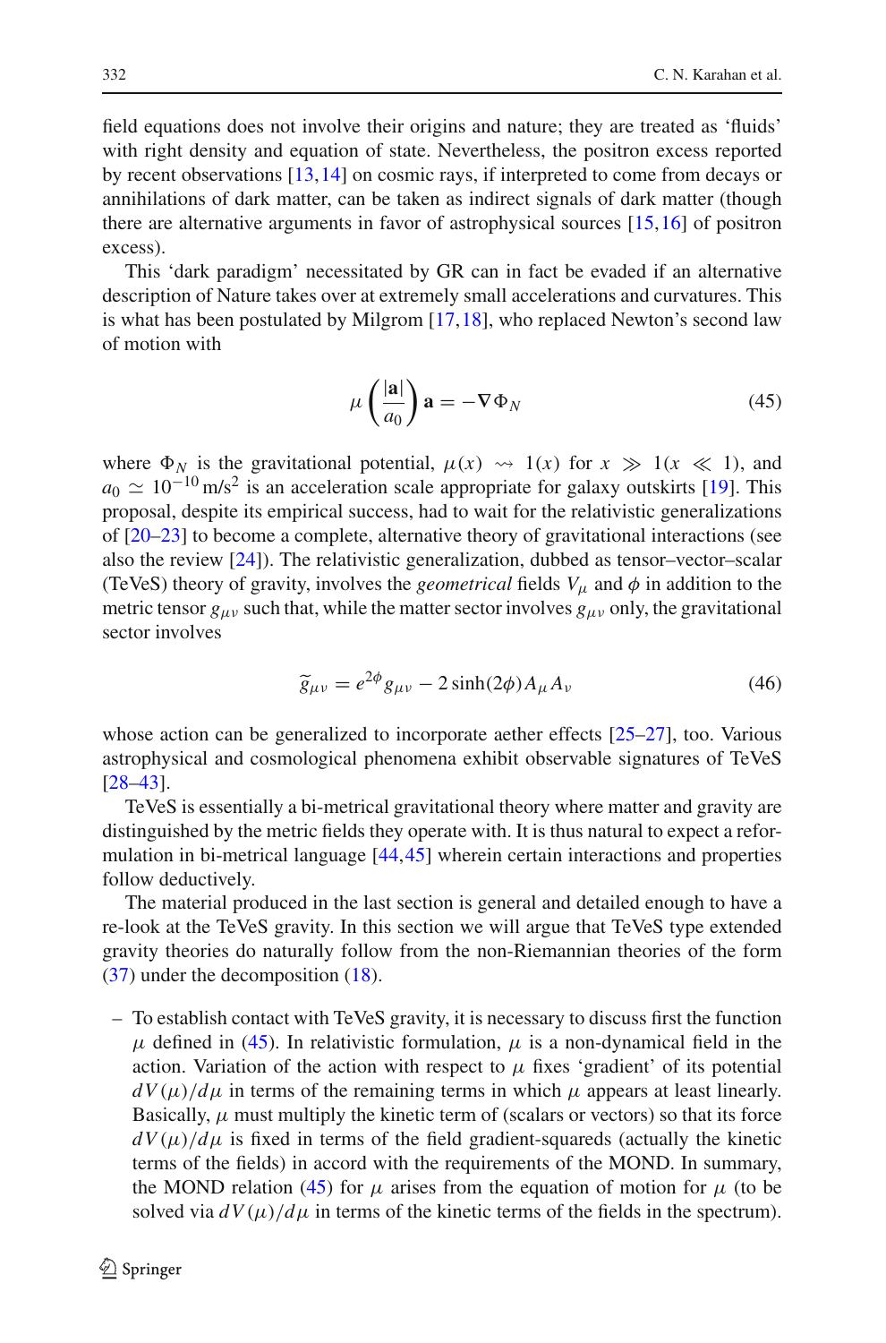field equations does not involve their origins and nature; they are treated as 'fluids' with right density and equation of state. Nevertheless, the positron excess reported by recent observations [13,14] on cosmic rays, if interpreted to come from decays or annihilations of dark matter, can be taken as indirect signals of dark matter (though there are alternative arguments in favor of astrophysical sources [15,16] of positron excess).

This 'dark paradigm' necessitated by GR can in fact be evaded if an alternative description of Nature takes over at extremely small accelerations and curvatures. This is what has been postulated by Milgrom [17,18], who replaced Newton's second law of motion with

$$\mu\left(\frac{|\mathbf{a}|}{a_0}\right)\mathbf{a} = -\nabla\Phi_N \tag{45}$$

where $\Phi_N$ is the gravitational potential, $\mu(x) \rightsquigarrow 1(x)$ for $x \gg 1(x \ll 1)$, and $a_0 \simeq 10^{-10}\,\text{m/s}^2$ is an acceleration scale appropriate for galaxy outskirts [19]. This proposal, despite its empirical success, had to wait for the relativistic generalizations of [20–23] to become a complete, alternative theory of gravitational interactions (see also the review [24]). The relativistic generalization, dubbed as tensor–vector–scalar (TeVeS) theory of gravity, involves the *geometrical* fields $V_\mu$ and $\phi$ in addition to the metric tensor $g_{\mu\nu}$ such that, while the matter sector involves $g_{\mu\nu}$ only, the gravitational sector involves

$$\widetilde{g}_{\mu\nu} = e^{2\phi}g_{\mu\nu} - 2\sinh(2\phi)A_\mu A_\nu \tag{46}$$

whose action can be generalized to incorporate aether effects [25–27], too. Various astrophysical and cosmological phenomena exhibit observable signatures of TeVeS [28–43].

TeVeS is essentially a bi-metrical gravitational theory where matter and gravity are distinguished by the metric fields they operate with. It is thus natural to expect a reformulation in bi-metrical language [44,45] wherein certain interactions and properties follow deductively.

The material produced in the last section is general and detailed enough to have a re-look at the TeVeS gravity. In this section we will argue that TeVeS type extended gravity theories do naturally follow from the non-Riemannian theories of the form (37) under the decomposition (18).

- To establish contact with TeVeS gravity, it is necessary to discuss first the function $\mu$ defined in (45). In relativistic formulation, $\mu$ is a non-dynamical field in the action. Variation of the action with respect to $\mu$ fixes 'gradient' of its potential $dV(\mu)/d\mu$ in terms of the remaining terms in which $\mu$ appears at least linearly. Basically, $\mu$ must multiply the kinetic term of (scalars or vectors) so that its force $dV(\mu)/d\mu$ is fixed in terms of the field gradient-squareds (actually the kinetic terms of the fields) in accord with the requirements of the MOND. In summary, the MOND relation (45) for $\mu$ arises from the equation of motion for $\mu$ (to be solved via $dV(\mu)/d\mu$ in terms of the kinetic terms of the fields in the spectrum).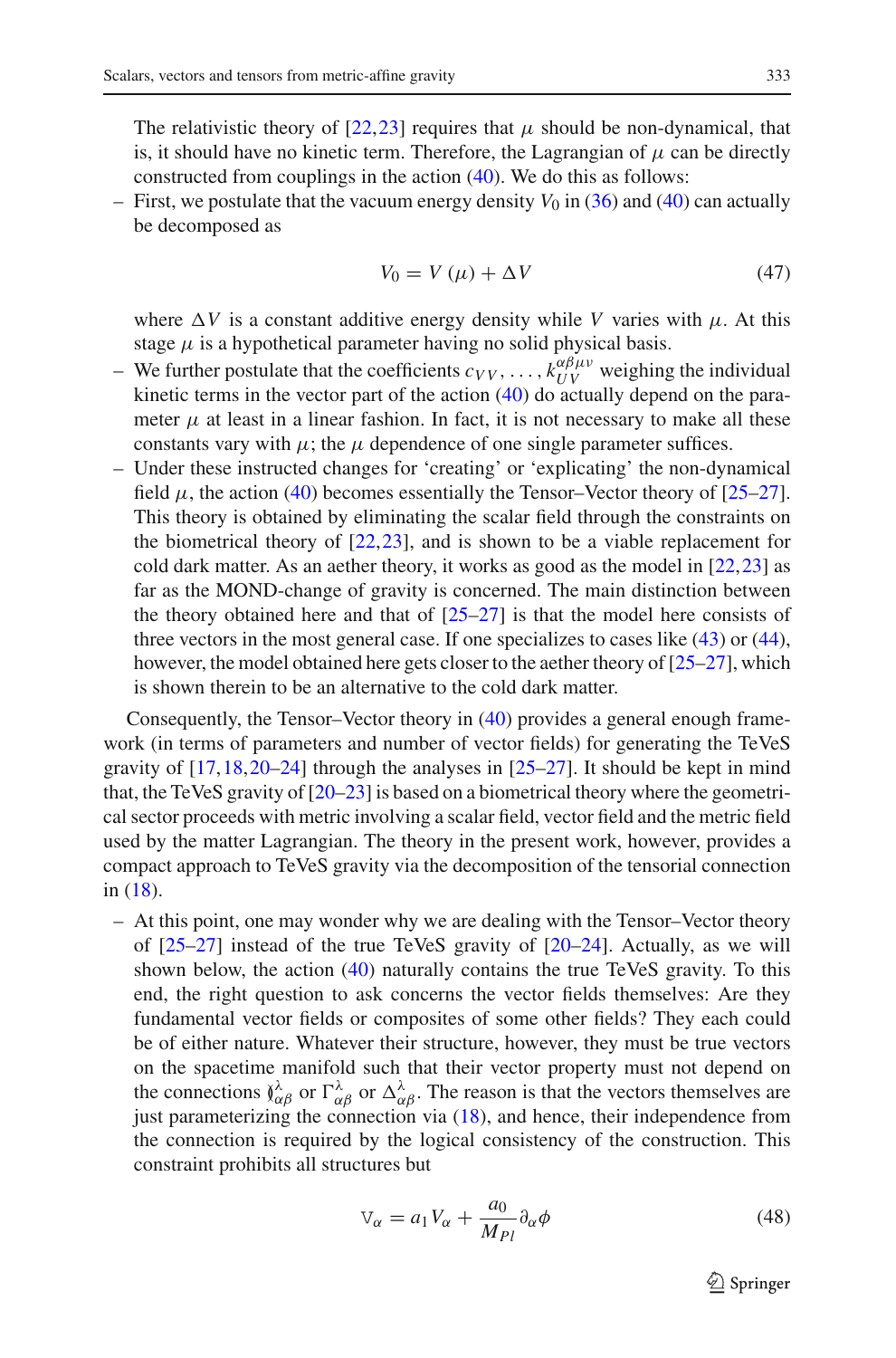The relativistic theory of [22,23] requires that $\mu$ should be non-dynamical, that is, it should have no kinetic term. Therefore, the Lagrangian of $\mu$ can be directly constructed from couplings in the action (40). We do this as follows:

- First, we postulate that the vacuum energy density $V_0$ in (36) and (40) can actually be decomposed as

$$V_0 = V(\mu) + \Delta V \tag{47}$$

  where $\Delta V$ is a constant additive energy density while $V$ varies with $\mu$. At this stage $\mu$ is a hypothetical parameter having no solid physical basis.
- We further postulate that the coefficients $c_{VV}, \ldots, k_{UV}^{\alpha\beta\mu\nu}$ weighing the individual kinetic terms in the vector part of the action (40) do actually depend on the parameter $\mu$ at least in a linear fashion. In fact, it is not necessary to make all these constants vary with $\mu$; the $\mu$ dependence of one single parameter suffices.
- Under these instructed changes for 'creating' or 'explicating' the non-dynamical field $\mu$, the action (40) becomes essentially the Tensor–Vector theory of [25–27]. This theory is obtained by eliminating the scalar field through the constraints on the biometrical theory of [22,23], and is shown to be a viable replacement for cold dark matter. As an aether theory, it works as good as the model in [22,23] as far as the MOND-change of gravity is concerned. The main distinction between the theory obtained here and that of [25–27] is that the model here consists of three vectors in the most general case. If one specializes to cases like (43) or (44), however, the model obtained here gets closer to the aether theory of [25–27], which is shown therein to be an alternative to the cold dark matter.

Consequently, the Tensor–Vector theory in (40) provides a general enough framework (in terms of parameters and number of vector fields) for generating the TeVeS gravity of [17,18,20–24] through the analyses in [25–27]. It should be kept in mind that, the TeVeS gravity of [20–23] is based on a biometrical theory where the geometrical sector proceeds with metric involving a scalar field, vector field and the metric field used by the matter Lagrangian. The theory in the present work, however, provides a compact approach to TeVeS gravity via the decomposition of the tensorial connection in (18).

- At this point, one may wonder why we are dealing with the Tensor–Vector theory of [25–27] instead of the true TeVeS gravity of [20–24]. Actually, as we will shown below, the action (40) naturally contains the true TeVeS gravity. To this end, the right question to ask concerns the vector fields themselves: Are they fundamental vector fields or composites of some other fields? They each could be of either nature. Whatever their structure, however, they must be true vectors on the spacetime manifold such that their vector property must not depend on the connections $\left\{{}^{\lambda}_{\alpha\beta}\right\}$ or $\Gamma^{\lambda}_{\alpha\beta}$ or $\Delta^{\lambda}_{\alpha\beta}$. The reason is that the vectors themselves are just parameterizing the connection via (18), and hence, their independence from the connection is required by the logical consistency of the construction. This constraint prohibits all structures but

$$\mathbb{V}_{\alpha} = a_1 V_{\alpha} + \frac{a_0}{M_{Pl}} \partial_{\alpha}\phi \tag{48}$$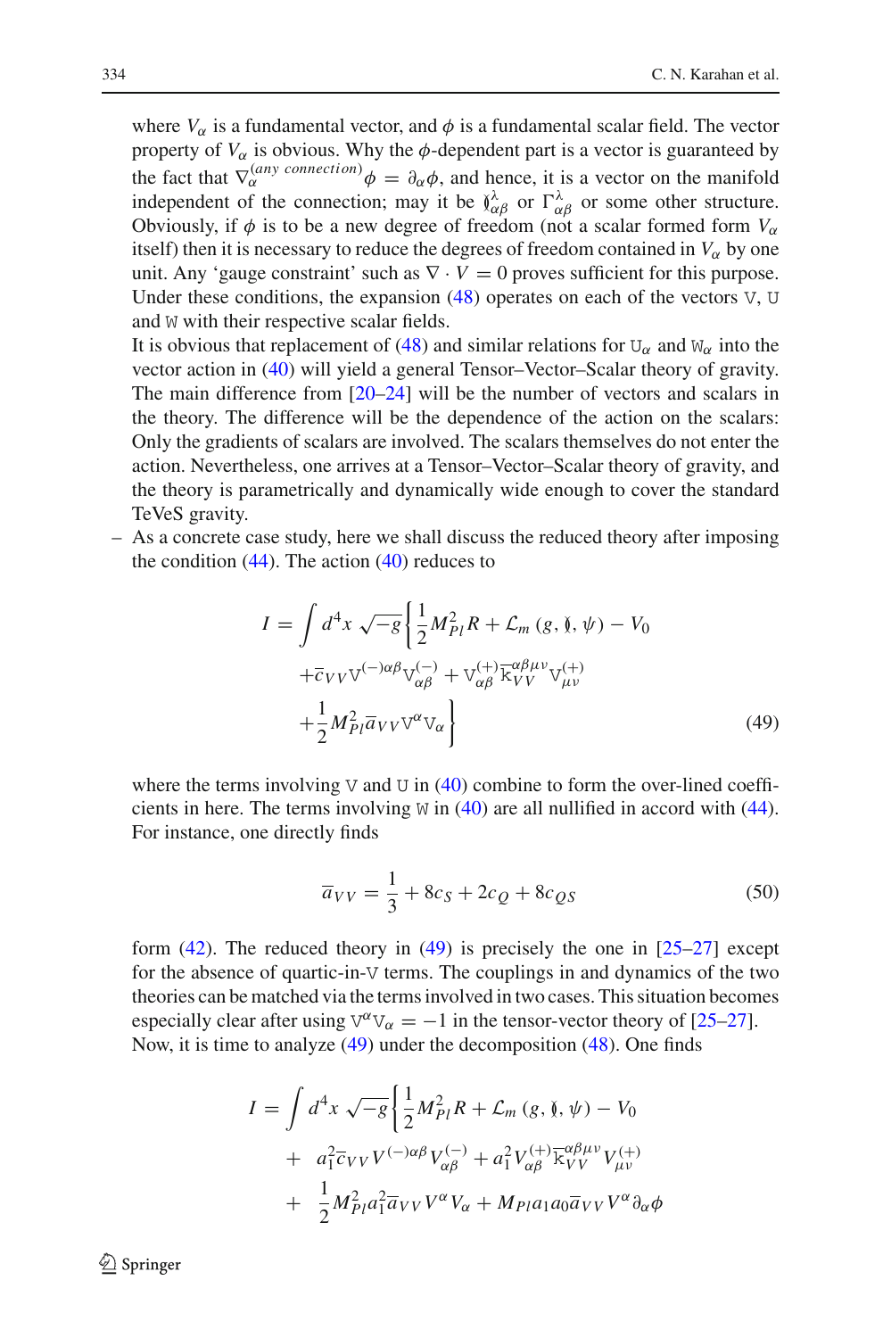where $V_\alpha$ is a fundamental vector, and $\phi$ is a fundamental scalar field. The vector property of $V_\alpha$ is obvious. Why the $\phi$-dependent part is a vector is guaranteed by the fact that $\nabla_\alpha^{(any\ connection)}\phi = \partial_\alpha \phi$, and hence, it is a vector on the manifold independent of the connection; may it be $\mathbb{\Gamma}^\lambda_{\alpha\beta}$ or $\Gamma^\lambda_{\alpha\beta}$ or some other structure. Obviously, if $\phi$ is to be a new degree of freedom (not a scalar formed form $V_\alpha$ itself) then it is necessary to reduce the degrees of freedom contained in $V_\alpha$ by one unit. Any 'gauge constraint' such as $\nabla \cdot V = 0$ proves sufficient for this purpose. Under these conditions, the expansion (48) operates on each of the vectors $\mathbb{V}$, $\mathbb{U}$ and $\mathbb{W}$ with their respective scalar fields.

It is obvious that replacement of (48) and similar relations for $\mathbb{U}_\alpha$ and $\mathbb{W}_\alpha$ into the vector action in (40) will yield a general Tensor–Vector–Scalar theory of gravity. The main difference from [20–24] will be the number of vectors and scalars in the theory. The difference will be the dependence of the action on the scalars: Only the gradients of scalars are involved. The scalars themselves do not enter the action. Nevertheless, one arrives at a Tensor–Vector–Scalar theory of gravity, and the theory is parametrically and dynamically wide enough to cover the standard TeVeS gravity.

– As a concrete case study, here we shall discuss the reduced theory after imposing the condition (44). The action (40) reduces to

$$
\begin{aligned}
I = \int d^4x \sqrt{-g}\Big\{ & \frac{1}{2} M_{Pl}^2 R + \mathcal{L}_m\left(g, \mathbb{\Gamma}, \psi\right) - V_0 \\
& + \overline{c}_{VV} \mathbb{V}^{(-)\alpha\beta} \mathbb{V}^{(-)}_{\alpha\beta} + \mathbb{V}^{(+)}_{\alpha\beta} \overline{\mathbb{k}}^{\alpha\beta\mu\nu}_{VV} \mathbb{V}^{(+)}_{\mu\nu} \\
& + \frac{1}{2} M_{Pl}^2 \overline{a}_{VV} \mathbb{V}^\alpha \mathbb{V}_\alpha \Big\}
\end{aligned} \tag{49}
$$

where the terms involving $\mathbb{V}$ and $\mathbb{U}$ in (40) combine to form the over-lined coefficients in here. The terms involving $\mathbb{W}$ in (40) are all nullified in accord with (44). For instance, one directly finds

$$
\overline{a}_{VV} = \frac{1}{3} + 8c_S + 2c_Q + 8c_{QS} \tag{50}
$$

form (42). The reduced theory in (49) is precisely the one in [25–27] except for the absence of quartic-in-$\mathbb{V}$ terms. The couplings in and dynamics of the two theories can be matched via the terms involved in two cases. This situation becomes especially clear after using $\mathbb{V}^\alpha \mathbb{V}_\alpha = -1$ in the tensor-vector theory of [25–27]. Now, it is time to analyze (49) under the decomposition (48). One finds

$$
\begin{aligned}
I = \int d^4x \sqrt{-g}\Big\{ & \frac{1}{2} M_{Pl}^2 R + \mathcal{L}_m\left(g, \mathbb{\Gamma}, \psi\right) - V_0 \\
& + \ a_1^2 \overline{c}_{VV} V^{(-)\alpha\beta} V^{(-)}_{\alpha\beta} + a_1^2 V^{(+)}_{\alpha\beta} \overline{\mathbb{k}}^{\alpha\beta\mu\nu}_{VV} V^{(+)}_{\mu\nu} \\
& + \ \frac{1}{2} M_{Pl}^2 a_1^2 \overline{a}_{VV} V^\alpha V_\alpha + M_{Pl} a_1 a_0 \overline{a}_{VV} V^\alpha \partial_\alpha \phi
\end{aligned}
$$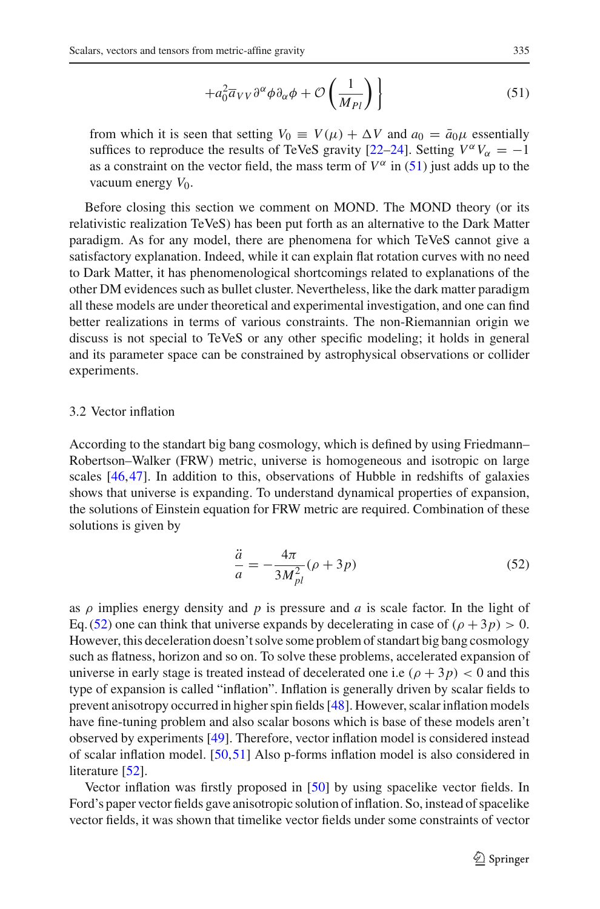$$+a_0^2 \overline{a}_{VV} \partial^\alpha \phi \partial_\alpha \phi + \mathcal{O}\left(\frac{1}{M_{Pl}}\right) \Bigg\} \tag{51}$$

from which it is seen that setting $V_0 \equiv V(\mu) + \Delta V$ and $a_0 = \bar{a}_0 \mu$ essentially suffices to reproduce the results of TeVeS gravity [22–24]. Setting $V^\alpha V_\alpha = -1$ as a constraint on the vector field, the mass term of $V^\alpha$ in (51) just adds up to the vacuum energy $V_0$.

Before closing this section we comment on MOND. The MOND theory (or its relativistic realization TeVeS) has been put forth as an alternative to the Dark Matter paradigm. As for any model, there are phenomena for which TeVeS cannot give a satisfactory explanation. Indeed, while it can explain flat rotation curves with no need to Dark Matter, it has phenomenological shortcomings related to explanations of the other DM evidences such as bullet cluster. Nevertheless, like the dark matter paradigm all these models are under theoretical and experimental investigation, and one can find better realizations in terms of various constraints. The non-Riemannian origin we discuss is not special to TeVeS or any other specific modeling; it holds in general and its parameter space can be constrained by astrophysical observations or collider experiments.

### 3.2 Vector inflation

According to the standart big bang cosmology, which is defined by using Friedmann–Robertson–Walker (FRW) metric, universe is homogeneous and isotropic on large scales [46,47]. In addition to this, observations of Hubble in redshifts of galaxies shows that universe is expanding. To understand dynamical properties of expansion, the solutions of Einstein equation for FRW metric are required. Combination of these solutions is given by

$$\frac{\ddot{a}}{a} = -\frac{4\pi}{3M_{pl}^2}(\rho + 3p) \tag{52}$$

as $\rho$ implies energy density and $p$ is pressure and $a$ is scale factor. In the light of Eq. (52) one can think that universe expands by decelerating in case of $(\rho + 3p) > 0$. However, this deceleration doesn't solve some problem of standart big bang cosmology such as flatness, horizon and so on. To solve these problems, accelerated expansion of universe in early stage is treated instead of decelerated one i.e $(\rho + 3p) < 0$ and this type of expansion is called "inflation". Inflation is generally driven by scalar fields to prevent anisotropy occurred in higher spin fields [48]. However, scalar inflation models have fine-tuning problem and also scalar bosons which is base of these models aren't observed by experiments [49]. Therefore, vector inflation model is considered instead of scalar inflation model. [50,51] Also p-forms inflation model is also considered in literature [52].

Vector inflation was firstly proposed in [50] by using spacelike vector fields. In Ford's paper vector fields gave anisotropic solution of inflation. So, instead of spacelike vector fields, it was shown that timelike vector fields under some constraints of vector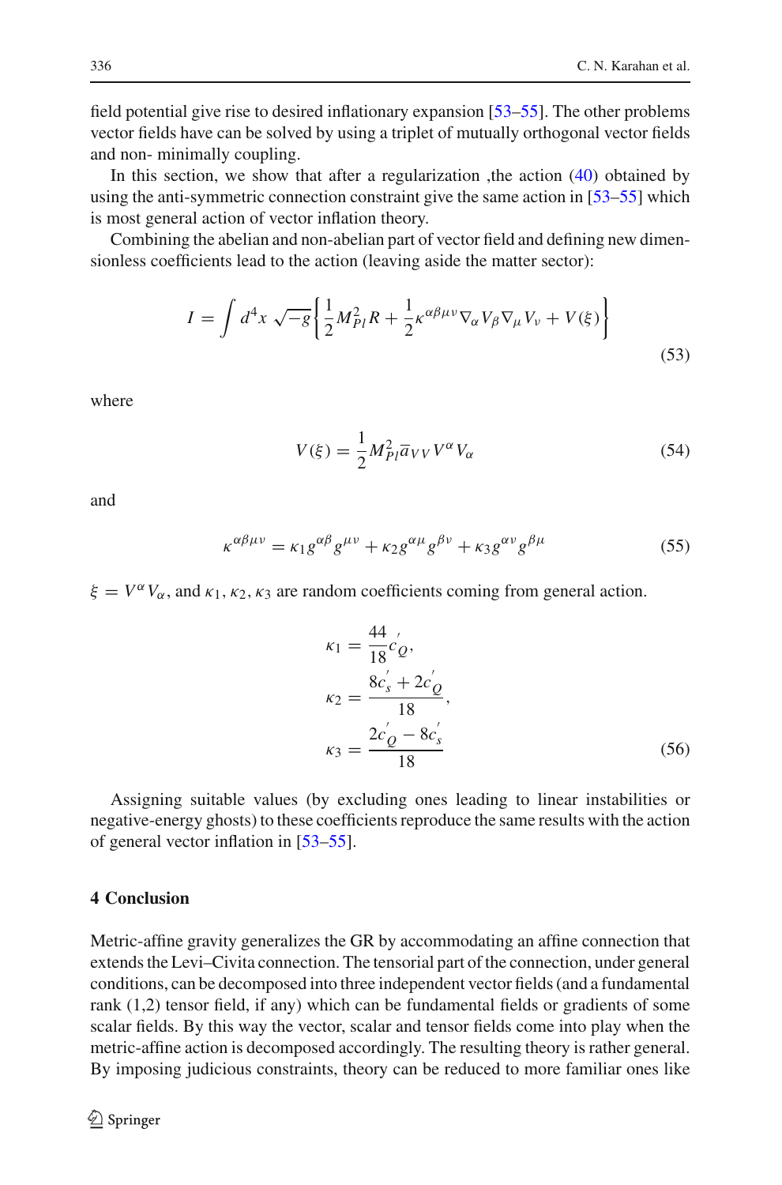field potential give rise to desired inflationary expansion [53–55]. The other problems vector fields have can be solved by using a triplet of mutually orthogonal vector fields and non- minimally coupling.

In this section, we show that after a regularization ,the action (40) obtained by using the anti-symmetric connection constraint give the same action in [53–55] which is most general action of vector inflation theory.

Combining the abelian and non-abelian part of vector field and defining new dimensionless coefficients lead to the action (leaving aside the matter sector):

$$I = \int d^4x \sqrt{-g}\left\{\frac{1}{2}M_{Pl}^2 R + \frac{1}{2}\kappa^{\alpha\beta\mu\nu}\nabla_\alpha V_\beta \nabla_\mu V_\nu + V(\xi)\right\} \tag{53}$$

where

$$V(\xi) = \frac{1}{2}M_{Pl}^2 \overline{a}_{VV} V^\alpha V_\alpha \tag{54}$$

and

$$\kappa^{\alpha\beta\mu\nu} = \kappa_1 g^{\alpha\beta} g^{\mu\nu} + \kappa_2 g^{\alpha\mu} g^{\beta\nu} + \kappa_3 g^{\alpha\nu} g^{\beta\mu} \tag{55}$$

$\xi = V^\alpha V_\alpha$, and $\kappa_1, \kappa_2, \kappa_3$ are random coefficients coming from general action.

$$\begin{aligned}
\kappa_1 &= \frac{44}{18} c_Q^{'}, \\
\kappa_2 &= \frac{8c_s^{'} + 2c_Q^{'}}{18}, \\
\kappa_3 &= \frac{2c_Q^{'} - 8c_s^{'}}{18}
\end{aligned} \tag{56}$$

Assigning suitable values (by excluding ones leading to linear instabilities or negative-energy ghosts) to these coefficients reproduce the same results with the action of general vector inflation in [53–55].

## 4 Conclusion

Metric-affine gravity generalizes the GR by accommodating an affine connection that extends the Levi–Civita connection. The tensorial part of the connection, under general conditions, can be decomposed into three independent vector fields (and a fundamental rank (1,2) tensor field, if any) which can be fundamental fields or gradients of some scalar fields. By this way the vector, scalar and tensor fields come into play when the metric-affine action is decomposed accordingly. The resulting theory is rather general. By imposing judicious constraints, theory can be reduced to more familiar ones like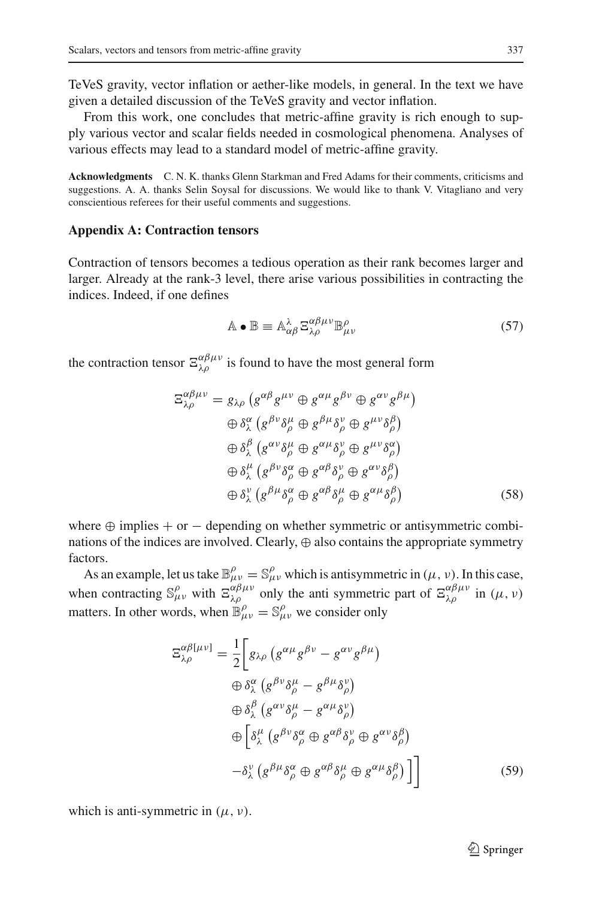TeVeS gravity, vector inflation or aether-like models, in general. In the text we have given a detailed discussion of the TeVeS gravity and vector inflation.

From this work, one concludes that metric-affine gravity is rich enough to supply various vector and scalar fields needed in cosmological phenomena. Analyses of various effects may lead to a standard model of metric-affine gravity.

**Acknowledgments** C. N. K. thanks Glenn Starkman and Fred Adams for their comments, criticisms and suggestions. A. A. thanks Selin Soysal for discussions. We would like to thank V. Vitagliano and very conscientious referees for their useful comments and suggestions.

### Appendix A: Contraction tensors

Contraction of tensors becomes a tedious operation as their rank becomes larger and larger. Already at the rank-3 level, there arise various possibilities in contracting the indices. Indeed, if one defines

$$\mathbb{A} \bullet \mathbb{B} \equiv \mathbb{A}^{\lambda}_{\alpha\beta} \Xi^{\alpha\beta\mu\nu}_{\lambda\rho} \mathbb{B}^{\rho}_{\mu\nu} \tag{57}$$

the contraction tensor $\Xi^{\alpha\beta\mu\nu}_{\lambda\rho}$ is found to have the most general form

$$\begin{aligned}
\Xi^{\alpha\beta\mu\nu}_{\lambda\rho} = & \; g_{\lambda\rho} \left( g^{\alpha\beta} g^{\mu\nu} \oplus g^{\alpha\mu} g^{\beta\nu} \oplus g^{\alpha\nu} g^{\beta\mu} \right) \\
& \oplus \delta^{\alpha}_{\lambda} \left( g^{\beta\nu} \delta^{\mu}_{\rho} \oplus g^{\beta\mu} \delta^{\nu}_{\rho} \oplus g^{\mu\nu} \delta^{\beta}_{\rho} \right) \\
& \oplus \delta^{\beta}_{\lambda} \left( g^{\alpha\nu} \delta^{\mu}_{\rho} \oplus g^{\alpha\mu} \delta^{\nu}_{\rho} \oplus g^{\mu\nu} \delta^{\alpha}_{\rho} \right) \\
& \oplus \delta^{\mu}_{\lambda} \left( g^{\beta\nu} \delta^{\alpha}_{\rho} \oplus g^{\alpha\beta} \delta^{\nu}_{\rho} \oplus g^{\alpha\nu} \delta^{\beta}_{\rho} \right) \\
& \oplus \delta^{\nu}_{\lambda} \left( g^{\beta\mu} \delta^{\alpha}_{\rho} \oplus g^{\alpha\beta} \delta^{\mu}_{\rho} \oplus g^{\alpha\mu} \delta^{\beta}_{\rho} \right)
\end{aligned} \tag{58}$$

where $\oplus$ implies $+$ or $-$ depending on whether symmetric or antisymmetric combinations of the indices are involved. Clearly, $\oplus$ also contains the appropriate symmetry factors.

As an example, let us take $\mathbb{B}^{\rho}_{\mu\nu} = \mathbb{S}^{\rho}_{\mu\nu}$ which is antisymmetric in $(\mu, \nu)$. In this case, when contracting $\mathbb{S}^{\rho}_{\mu\nu}$ with $\Xi^{\alpha\beta\mu\nu}_{\lambda\rho}$ only the anti symmetric part of $\Xi^{\alpha\beta\mu\nu}_{\lambda\rho}$ in $(\mu, \nu)$ matters. In other words, when $\mathbb{B}^{\rho}_{\mu\nu} = \mathbb{S}^{\rho}_{\mu\nu}$ we consider only

$$\begin{aligned}
\Xi^{\alpha\beta[\mu\nu]}_{\lambda\rho} = \frac{1}{2} \Bigg[ & g_{\lambda\rho} \left( g^{\alpha\mu} g^{\beta\nu} - g^{\alpha\nu} g^{\beta\mu} \right) \\
& \oplus \delta^{\alpha}_{\lambda} \left( g^{\beta\nu} \delta^{\mu}_{\rho} - g^{\beta\mu} \delta^{\nu}_{\rho} \right) \\
& \oplus \delta^{\beta}_{\lambda} \left( g^{\alpha\nu} \delta^{\mu}_{\rho} - g^{\alpha\mu} \delta^{\nu}_{\rho} \right) \\
& \oplus \Big[ \delta^{\mu}_{\lambda} \left( g^{\beta\nu} \delta^{\alpha}_{\rho} \oplus g^{\alpha\beta} \delta^{\nu}_{\rho} \oplus g^{\alpha\nu} \delta^{\beta}_{\rho} \right) \\
& - \delta^{\nu}_{\lambda} \left( g^{\beta\mu} \delta^{\alpha}_{\rho} \oplus g^{\alpha\beta} \delta^{\mu}_{\rho} \oplus g^{\alpha\mu} \delta^{\beta}_{\rho} \right) \Big] \Bigg]
\end{aligned} \tag{59}$$

which is anti-symmetric in $(\mu, \nu)$.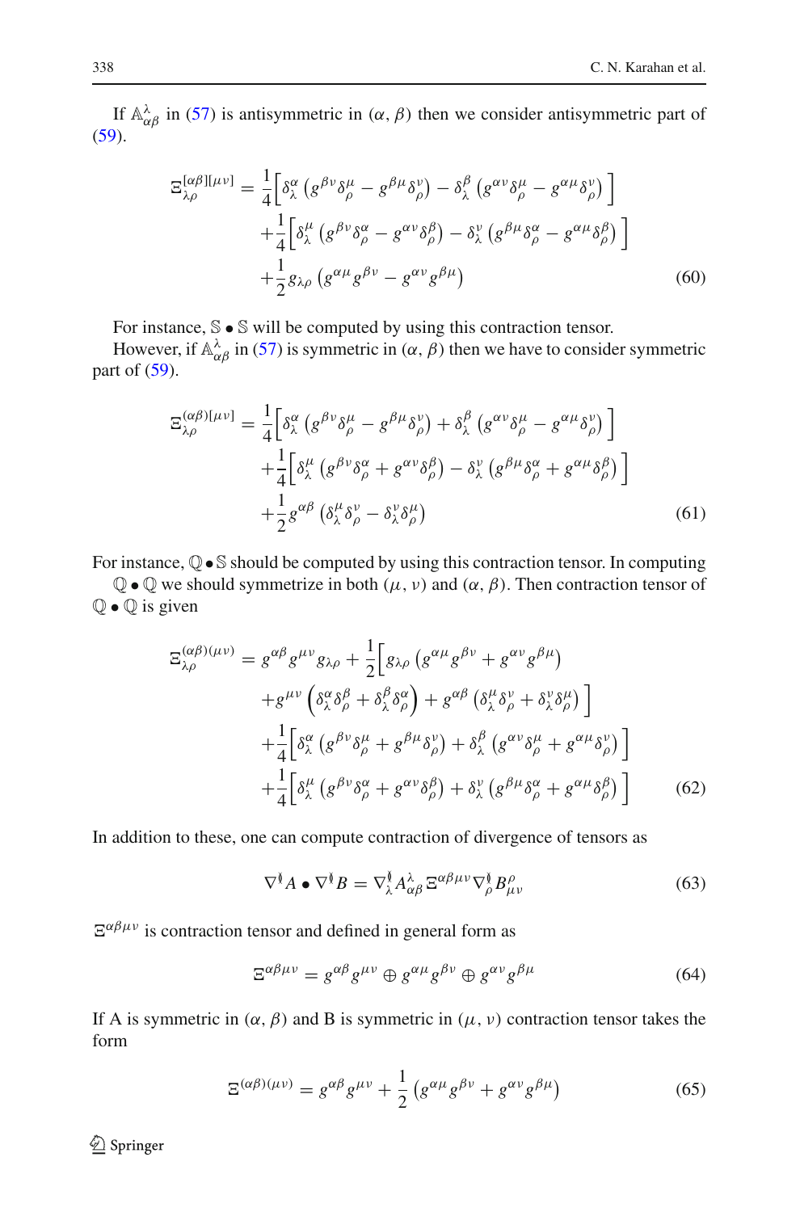If $\mathbb{A}^{\lambda}_{\alpha\beta}$ in (57) is antisymmetric in $(\alpha, \beta)$ then we consider antisymmetric part of (59).

$$\begin{aligned}\Xi^{[\alpha\beta][\mu\nu]}_{\lambda\rho} = & \frac{1}{4}\Big[\delta^{\alpha}_{\lambda}\left(g^{\beta\nu}\delta^{\mu}_{\rho} - g^{\beta\mu}\delta^{\nu}_{\rho}\right) - \delta^{\beta}_{\lambda}\left(g^{\alpha\nu}\delta^{\mu}_{\rho} - g^{\alpha\mu}\delta^{\nu}_{\rho}\right)\Big] \\ & + \frac{1}{4}\Big[\delta^{\mu}_{\lambda}\left(g^{\beta\nu}\delta^{\alpha}_{\rho} - g^{\alpha\nu}\delta^{\beta}_{\rho}\right) - \delta^{\nu}_{\lambda}\left(g^{\beta\mu}\delta^{\alpha}_{\rho} - g^{\alpha\mu}\delta^{\beta}_{\rho}\right)\Big] \\ & + \frac{1}{2}g_{\lambda\rho}\left(g^{\alpha\mu}g^{\beta\nu} - g^{\alpha\nu}g^{\beta\mu}\right) \end{aligned} \tag{60}$$

For instance, $\mathbb{S} \bullet \mathbb{S}$ will be computed by using this contraction tensor.

However, if $\mathbb{A}^{\lambda}_{\alpha\beta}$ in (57) is symmetric in $(\alpha, \beta)$ then we have to consider symmetric part of (59).

$$\begin{aligned}\Xi^{(\alpha\beta)[\mu\nu]}_{\lambda\rho} = & \frac{1}{4}\Big[\delta^{\alpha}_{\lambda}\left(g^{\beta\nu}\delta^{\mu}_{\rho} - g^{\beta\mu}\delta^{\nu}_{\rho}\right) + \delta^{\beta}_{\lambda}\left(g^{\alpha\nu}\delta^{\mu}_{\rho} - g^{\alpha\mu}\delta^{\nu}_{\rho}\right)\Big] \\ & + \frac{1}{4}\Big[\delta^{\mu}_{\lambda}\left(g^{\beta\nu}\delta^{\alpha}_{\rho} + g^{\alpha\nu}\delta^{\beta}_{\rho}\right) - \delta^{\nu}_{\lambda}\left(g^{\beta\mu}\delta^{\alpha}_{\rho} + g^{\alpha\mu}\delta^{\beta}_{\rho}\right)\Big] \\ & + \frac{1}{2}g^{\alpha\beta}\left(\delta^{\mu}_{\lambda}\delta^{\nu}_{\rho} - \delta^{\nu}_{\lambda}\delta^{\mu}_{\rho}\right) \end{aligned} \tag{61}$$

For instance, $\mathbb{Q} \bullet \mathbb{S}$ should be computed by using this contraction tensor. In computing $\mathbb{Q} \bullet \mathbb{Q}$ we should symmetrize in both $(\mu, \nu)$ and $(\alpha, \beta)$. Then contraction tensor of $\mathbb{Q} \bullet \mathbb{Q}$ is given

$$\begin{aligned}\Xi^{(\alpha\beta)(\mu\nu)}_{\lambda\rho} = & \, g^{\alpha\beta}g^{\mu\nu}g_{\lambda\rho} + \frac{1}{2}\Big[g_{\lambda\rho}\left(g^{\alpha\mu}g^{\beta\nu} + g^{\alpha\nu}g^{\beta\mu}\right) \\ & + g^{\mu\nu}\left(\delta^{\alpha}_{\lambda}\delta^{\beta}_{\rho} + \delta^{\beta}_{\lambda}\delta^{\alpha}_{\rho}\right) + g^{\alpha\beta}\left(\delta^{\mu}_{\lambda}\delta^{\nu}_{\rho} + \delta^{\nu}_{\lambda}\delta^{\mu}_{\rho}\right)\Big] \\ & + \frac{1}{4}\Big[\delta^{\alpha}_{\lambda}\left(g^{\beta\nu}\delta^{\mu}_{\rho} + g^{\beta\mu}\delta^{\nu}_{\rho}\right) + \delta^{\beta}_{\lambda}\left(g^{\alpha\nu}\delta^{\mu}_{\rho} + g^{\alpha\mu}\delta^{\nu}_{\rho}\right)\Big] \\ & + \frac{1}{4}\Big[\delta^{\mu}_{\lambda}\left(g^{\beta\nu}\delta^{\alpha}_{\rho} + g^{\alpha\nu}\delta^{\beta}_{\rho}\right) + \delta^{\nu}_{\lambda}\left(g^{\beta\mu}\delta^{\alpha}_{\rho} + g^{\alpha\mu}\delta^{\beta}_{\rho}\right)\Big] \end{aligned} \tag{62}$$

In addition to these, one can compute contraction of divergence of tensors as

$$\nabla^{\between} A \bullet \nabla^{\between} B = \nabla^{\between}_{\lambda} A^{\lambda}_{\alpha\beta}\, \Xi^{\alpha\beta\mu\nu}\, \nabla^{\between}_{\rho} B^{\rho}_{\mu\nu} \tag{63}$$

$\Xi^{\alpha\beta\mu\nu}$ is contraction tensor and defined in general form as

$$\Xi^{\alpha\beta\mu\nu} = g^{\alpha\beta}g^{\mu\nu} \oplus g^{\alpha\mu}g^{\beta\nu} \oplus g^{\alpha\nu}g^{\beta\mu} \tag{64}$$

If A is symmetric in $(\alpha, \beta)$ and B is symmetric in $(\mu, \nu)$ contraction tensor takes the form

$$\Xi^{(\alpha\beta)(\mu\nu)} = g^{\alpha\beta}g^{\mu\nu} + \frac{1}{2}\left(g^{\alpha\mu}g^{\beta\nu} + g^{\alpha\nu}g^{\beta\mu}\right) \tag{65}$$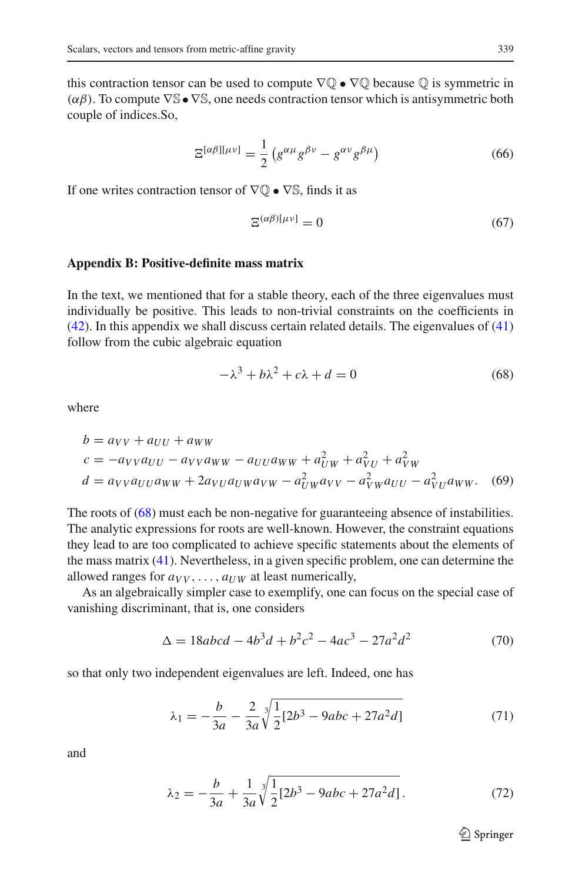this contraction tensor can be used to compute $\nabla\mathbb{Q} \bullet \nabla\mathbb{Q}$ because $\mathbb{Q}$ is symmetric in $(\alpha\beta)$. To compute $\nabla\mathbb{S} \bullet \nabla\mathbb{S}$, one needs contraction tensor which is antisymmetric both couple of indices.So,

$$\Xi^{[\alpha\beta][\mu\nu]} = \frac{1}{2}\left(g^{\alpha\mu}g^{\beta\nu} - g^{\alpha\nu}g^{\beta\mu}\right) \tag{66}$$

If one writes contraction tensor of $\nabla\mathbb{Q} \bullet \nabla\mathbb{S}$, finds it as

$$\Xi^{(\alpha\beta)[\mu\nu]} = 0 \tag{67}$$

### Appendix B: Positive-definite mass matrix

In the text, we mentioned that for a stable theory, each of the three eigenvalues must individually be positive. This leads to non-trivial constraints on the coefficients in (42). In this appendix we shall discuss certain related details. The eigenvalues of (41) follow from the cubic algebraic equation

$$-\lambda^3 + b\lambda^2 + c\lambda + d = 0 \tag{68}$$

where

$$\begin{aligned}
b &= a_{VV} + a_{UU} + a_{WW} \\
c &= -a_{VV}a_{UU} - a_{VV}a_{WW} - a_{UU}a_{WW} + a_{UW}^2 + a_{VU}^2 + a_{VW}^2 \\
d &= a_{VV}a_{UU}a_{WW} + 2a_{VU}a_{UW}a_{VW} - a_{UW}^2 a_{VV} - a_{VW}^2 a_{UU} - a_{VU}^2 a_{WW}.
\end{aligned} \tag{69}$$

The roots of (68) must each be non-negative for guaranteeing absence of instabilities. The analytic expressions for roots are well-known. However, the constraint equations they lead to are too complicated to achieve specific statements about the elements of the mass matrix (41). Nevertheless, in a given specific problem, one can determine the allowed ranges for $a_{VV}, \ldots, a_{UW}$ at least numerically,

As an algebraically simpler case to exemplify, one can focus on the special case of vanishing discriminant, that is, one considers

$$\Delta = 18abcd - 4b^3 d + b^2c^2 - 4ac^3 - 27a^2d^2 \tag{70}$$

so that only two independent eigenvalues are left. Indeed, one has

$$\lambda_1 = -\frac{b}{3a} - \frac{2}{3a}\sqrt[3]{\frac{1}{2}[2b^3 - 9abc + 27a^2d]} \tag{71}$$

and

$$\lambda_2 = -\frac{b}{3a} + \frac{1}{3a}\sqrt[3]{\frac{1}{2}[2b^3 - 9abc + 27a^2d]}\,. \tag{72}$$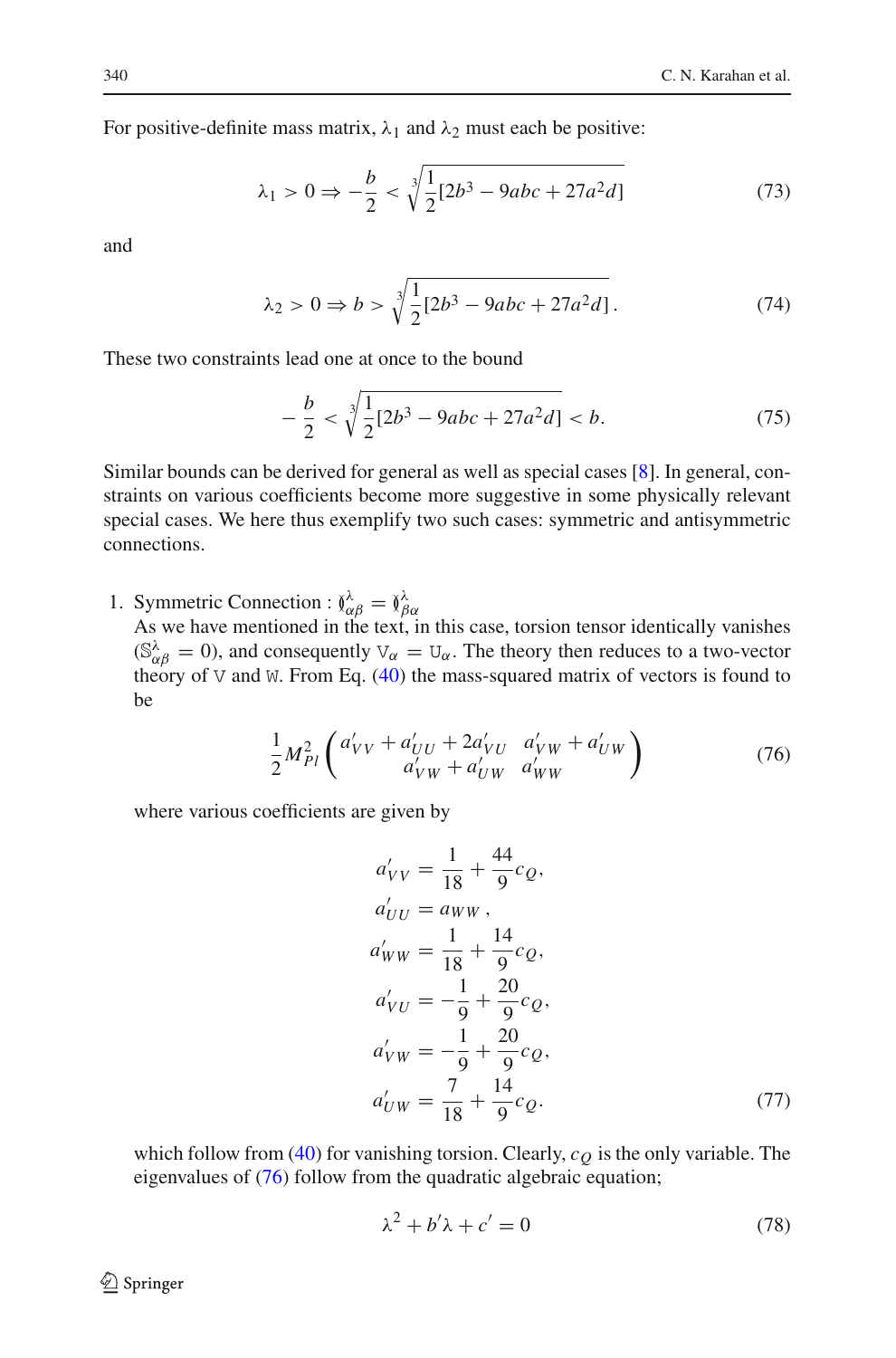For positive-definite mass matrix, $\lambda_1$ and $\lambda_2$ must each be positive:

$$\lambda_1 > 0 \Rightarrow -\frac{b}{2} < \sqrt[3]{\frac{1}{2}[2b^3 - 9abc + 27a^2 d]} \tag{73}$$

and

$$\lambda_2 > 0 \Rightarrow b > \sqrt[3]{\frac{1}{2}[2b^3 - 9abc + 27a^2 d]}\,. \tag{74}$$

These two constraints lead one at once to the bound

$$-\frac{b}{2} < \sqrt[3]{\frac{1}{2}[2b^3 - 9abc + 27a^2 d]} < b. \tag{75}$$

Similar bounds can be derived for general as well as special cases [8]. In general, constraints on various coefficients become more suggestive in some physically relevant special cases. We here thus exemplify two such cases: symmetric and antisymmetric connections.

1. Symmetric Connection : $\mathbb{\Gamma}^{\lambda}_{\alpha\beta} = \mathbb{\Gamma}^{\lambda}_{\beta\alpha}$
   As we have mentioned in the text, in this case, torsion tensor identically vanishes ($\mathbb{S}^{\lambda}_{\alpha\beta} = 0$), and consequently $\mathbb{V}_\alpha = \mathbb{U}_\alpha$. The theory then reduces to a two-vector theory of $\mathbb{V}$ and $\mathbb{W}$. From Eq. (40) the mass-squared matrix of vectors is found to be

$$\frac{1}{2}M_{Pl}^2 \begin{pmatrix} a'_{VV} + a'_{UU} + 2a'_{VU} & a'_{VW} + a'_{UW} \\ a'_{VW} + a'_{UW} & a'_{WW} \end{pmatrix} \tag{76}$$

   where various coefficients are given by

$$\begin{aligned} a'_{VV} &= \frac{1}{18} + \frac{44}{9}c_Q, \\ a'_{UU} &= a_{WW}\,, \\ a'_{WW} &= \frac{1}{18} + \frac{14}{9}c_Q, \\ a'_{VU} &= -\frac{1}{9} + \frac{20}{9}c_Q, \\ a'_{VW} &= -\frac{1}{9} + \frac{20}{9}c_Q, \\ a'_{UW} &= \frac{7}{18} + \frac{14}{9}c_Q. \end{aligned} \tag{77}$$

   which follow from (40) for vanishing torsion. Clearly, $c_Q$ is the only variable. The eigenvalues of (76) follow from the quadratic algebraic equation;

$$\lambda^2 + b'\lambda + c' = 0 \tag{78}$$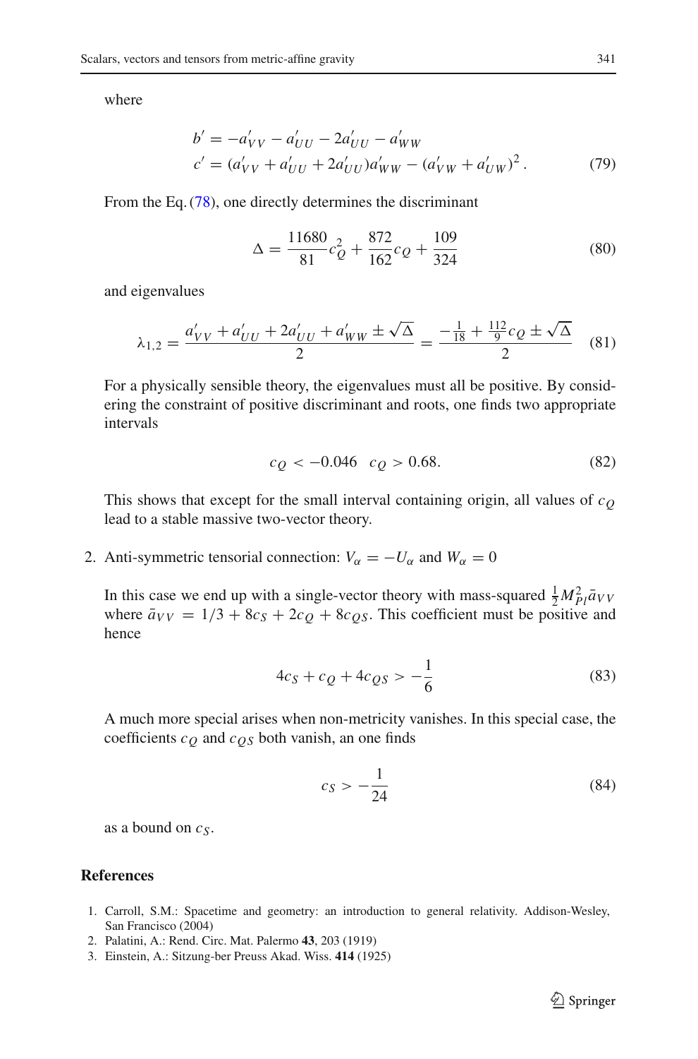where

$$
\begin{aligned}
b' &= -a'_{VV} - a'_{UU} - 2a'_{UU} - a'_{WW} \\
c' &= (a'_{VV} + a'_{UU} + 2a'_{UU})a'_{WW} - (a'_{VW} + a'_{UW})^2 \,.
\end{aligned}
\tag{79}
$$

From the Eq. (78), one directly determines the discriminant

$$
\Delta = \frac{11680}{81}c_Q^2 + \frac{872}{162}c_Q + \frac{109}{324} \tag{80}
$$

and eigenvalues

$$
\lambda_{1,2} = \frac{a'_{VV} + a'_{UU} + 2a'_{UU} + a'_{WW} \pm \sqrt{\Delta}}{2} = \frac{-\frac{1}{18} + \frac{112}{9}c_Q \pm \sqrt{\Delta}}{2} \tag{81}
$$

For a physically sensible theory, the eigenvalues must all be positive. By considering the constraint of positive discriminant and roots, one finds two appropriate intervals

$$
c_Q < -0.046 \quad c_Q > 0.68. \tag{82}
$$

This shows that except for the small interval containing origin, all values of $c_Q$ lead to a stable massive two-vector theory.

2. Anti-symmetric tensorial connection: $V_\alpha = -U_\alpha$ and $W_\alpha = 0$

   In this case we end up with a single-vector theory with mass-squared $\frac{1}{2}M_{Pl}^2\bar{a}_{VV}$ where $\bar{a}_{VV} = 1/3 + 8c_S + 2c_Q + 8c_{QS}$. This coefficient must be positive and hence

$$
4c_S + c_Q + 4c_{QS} > -\frac{1}{6} \tag{83}
$$

   A much more special arises when non-metricity vanishes. In this special case, the coefficients $c_Q$ and $c_{QS}$ both vanish, an one finds

$$
c_S > -\frac{1}{24} \tag{84}
$$

   as a bound on $c_S$.

## References

1. Carroll, S.M.: Spacetime and geometry: an introduction to general relativity. Addison-Wesley, San Francisco (2004)
2. Palatini, A.: Rend. Circ. Mat. Palermo **43**, 203 (1919)
3. Einstein, A.: Sitzung-ber Preuss Akad. Wiss. **414** (1925)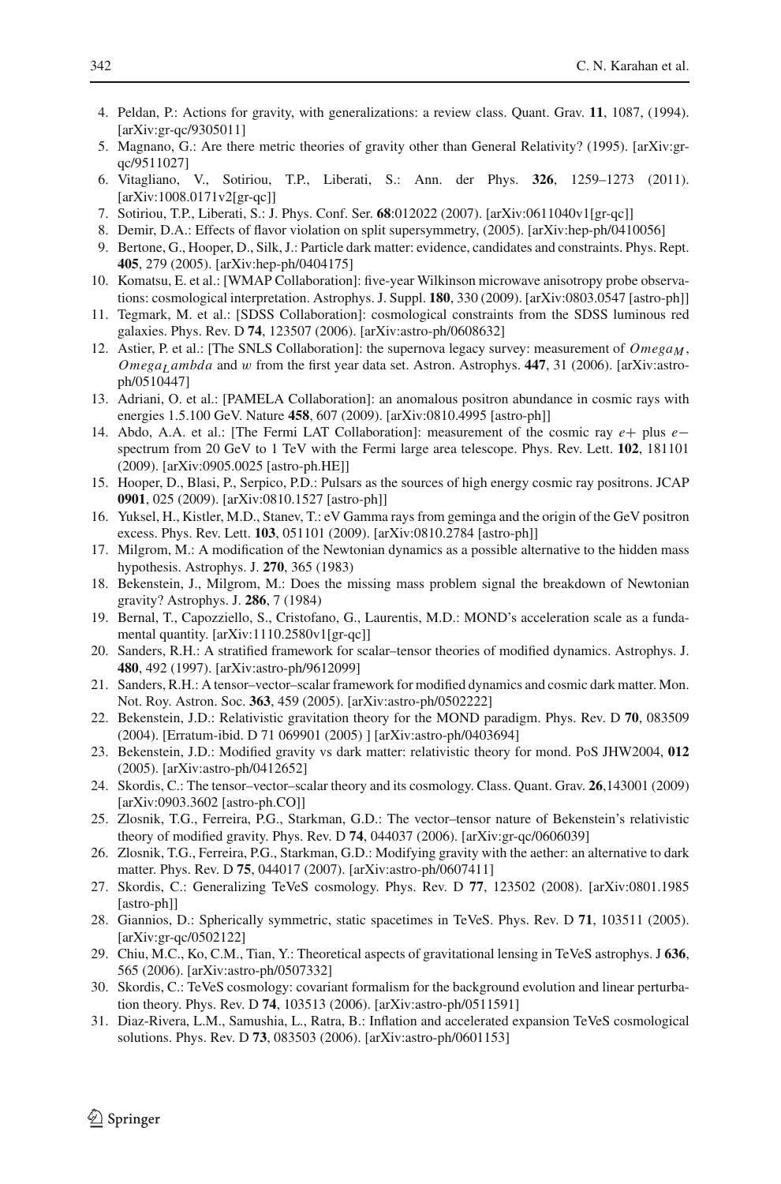4. Peldan, P.: Actions for gravity, with generalizations: a review class. Quant. Grav. **11**, 1087, (1994). [arXiv:gr-qc/9305011]
5. Magnano, G.: Are there metric theories of gravity other than General Relativity? (1995). [arXiv:gr-qc/9511027]
6. Vitagliano, V., Sotiriou, T.P., Liberati, S.: Ann. der Phys. **326**, 1259–1273 (2011). [arXiv:1008.0171v2[gr-qc]]
7. Sotiriou, T.P., Liberati, S.: J. Phys. Conf. Ser. **68**:012022 (2007). [arXiv:0611040v1[gr-qc]]
8. Demir, D.A.: Effects of flavor violation on split supersymmetry, (2005). [arXiv:hep-ph/0410056]
9. Bertone, G., Hooper, D., Silk, J.: Particle dark matter: evidence, candidates and constraints. Phys. Rept. **405**, 279 (2005). [arXiv:hep-ph/0404175]
10. Komatsu, E. et al.: [WMAP Collaboration]: five-year Wilkinson microwave anisotropy probe observations: cosmological interpretation. Astrophys. J. Suppl. **180**, 330 (2009). [arXiv:0803.0547 [astro-ph]]
11. Tegmark, M. et al.: [SDSS Collaboration]: cosmological constraints from the SDSS luminous red galaxies. Phys. Rev. D **74**, 123507 (2006). [arXiv:astro-ph/0608632]
12. Astier, P. et al.: [The SNLS Collaboration]: the supernova legacy survey: measurement of $Omega_M$, $Omega_Lambda$ and $w$ from the first year data set. Astron. Astrophys. **447**, 31 (2006). [arXiv:astro-ph/0510447]
13. Adriani, O. et al.: [PAMELA Collaboration]: an anomalous positron abundance in cosmic rays with energies 1.5.100 GeV. Nature **458**, 607 (2009). [arXiv:0810.4995 [astro-ph]]
14. Abdo, A.A. et al.: [The Fermi LAT Collaboration]: measurement of the cosmic ray $e+$ plus $e-$ spectrum from 20 GeV to 1 TeV with the Fermi large area telescope. Phys. Rev. Lett. **102**, 181101 (2009). [arXiv:0905.0025 [astro-ph.HE]]
15. Hooper, D., Blasi, P., Serpico, P.D.: Pulsars as the sources of high energy cosmic ray positrons. JCAP **0901**, 025 (2009). [arXiv:0810.1527 [astro-ph]]
16. Yuksel, H., Kistler, M.D., Stanev, T.: eV Gamma rays from geminga and the origin of the GeV positron excess. Phys. Rev. Lett. **103**, 051101 (2009). [arXiv:0810.2784 [astro-ph]]
17. Milgrom, M.: A modification of the Newtonian dynamics as a possible alternative to the hidden mass hypothesis. Astrophys. J. **270**, 365 (1983)
18. Bekenstein, J., Milgrom, M.: Does the missing mass problem signal the breakdown of Newtonian gravity? Astrophys. J. **286**, 7 (1984)
19. Bernal, T., Capozziello, S., Cristofano, G., Laurentis, M.D.: MOND's acceleration scale as a fundamental quantity. [arXiv:1110.2580v1[gr-qc]]
20. Sanders, R.H.: A stratified framework for scalar–tensor theories of modified dynamics. Astrophys. J. **480**, 492 (1997). [arXiv:astro-ph/9612099]
21. Sanders, R.H.: A tensor–vector–scalar framework for modified dynamics and cosmic dark matter. Mon. Not. Roy. Astron. Soc. **363**, 459 (2005). [arXiv:astro-ph/0502222]
22. Bekenstein, J.D.: Relativistic gravitation theory for the MOND paradigm. Phys. Rev. D **70**, 083509 (2004). [Erratum-ibid. D 71 069901 (2005) ] [arXiv:astro-ph/0403694]
23. Bekenstein, J.D.: Modified gravity vs dark matter: relativistic theory for mond. PoS JHW2004, **012** (2005). [arXiv:astro-ph/0412652]
24. Skordis, C.: The tensor–vector–scalar theory and its cosmology. Class. Quant. Grav. **26**,143001 (2009) [arXiv:0903.3602 [astro-ph.CO]]
25. Zlosnik, T.G., Ferreira, P.G., Starkman, G.D.: The vector–tensor nature of Bekenstein's relativistic theory of modified gravity. Phys. Rev. D **74**, 044037 (2006). [arXiv:gr-qc/0606039]
26. Zlosnik, T.G., Ferreira, P.G., Starkman, G.D.: Modifying gravity with the aether: an alternative to dark matter. Phys. Rev. D **75**, 044017 (2007). [arXiv:astro-ph/0607411]
27. Skordis, C.: Generalizing TeVeS cosmology. Phys. Rev. D **77**, 123502 (2008). [arXiv:0801.1985 [astro-ph]]
28. Giannios, D.: Spherically symmetric, static spacetimes in TeVeS. Phys. Rev. D **71**, 103511 (2005). [arXiv:gr-qc/0502122]
29. Chiu, M.C., Ko, C.M., Tian, Y.: Theoretical aspects of gravitational lensing in TeVeS astrophys. J **636**, 565 (2006). [arXiv:astro-ph/0507332]
30. Skordis, C.: TeVeS cosmology: covariant formalism for the background evolution and linear perturbation theory. Phys. Rev. D **74**, 103513 (2006). [arXiv:astro-ph/0511591]
31. Diaz-Rivera, L.M., Samushia, L., Ratra, B.: Inflation and accelerated expansion TeVeS cosmological solutions. Phys. Rev. D **73**, 083503 (2006). [arXiv:astro-ph/0601153]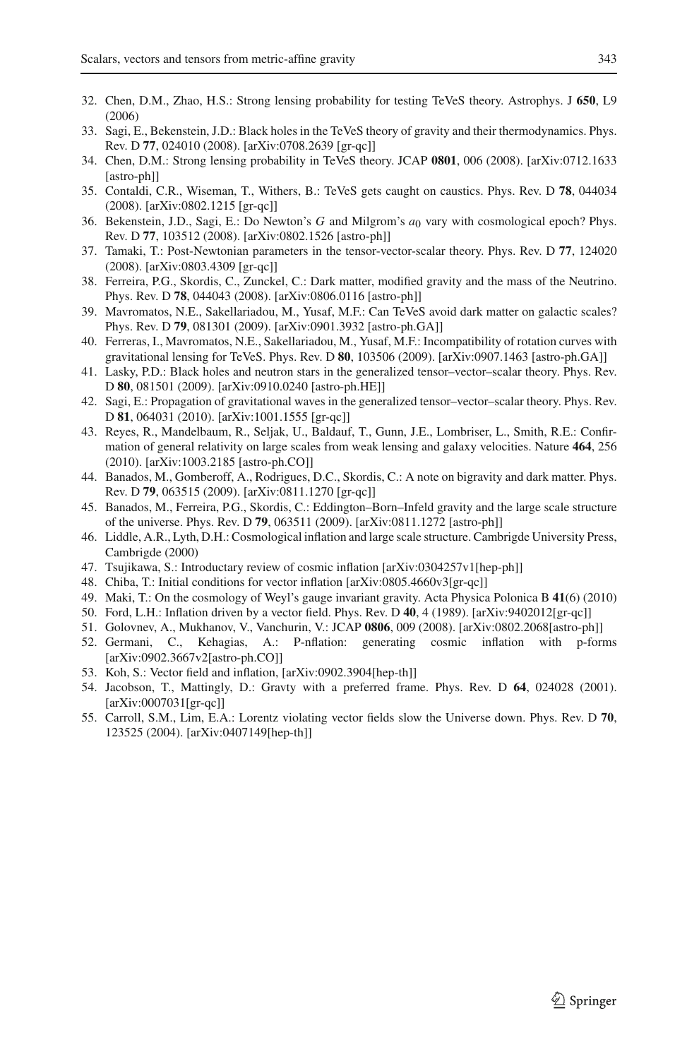32. Chen, D.M., Zhao, H.S.: Strong lensing probability for testing TeVeS theory. Astrophys. J **650**, L9 (2006)
33. Sagi, E., Bekenstein, J.D.: Black holes in the TeVeS theory of gravity and their thermodynamics. Phys. Rev. D **77**, 024010 (2008). [arXiv:0708.2639 [gr-qc]]
34. Chen, D.M.: Strong lensing probability in TeVeS theory. JCAP **0801**, 006 (2008). [arXiv:0712.1633 [astro-ph]]
35. Contaldi, C.R., Wiseman, T., Withers, B.: TeVeS gets caught on caustics. Phys. Rev. D **78**, 044034 (2008). [arXiv:0802.1215 [gr-qc]]
36. Bekenstein, J.D., Sagi, E.: Do Newton's $G$ and Milgrom's $a_0$ vary with cosmological epoch? Phys. Rev. D **77**, 103512 (2008). [arXiv:0802.1526 [astro-ph]]
37. Tamaki, T.: Post-Newtonian parameters in the tensor-vector-scalar theory. Phys. Rev. D **77**, 124020 (2008). [arXiv:0803.4309 [gr-qc]]
38. Ferreira, P.G., Skordis, C., Zunckel, C.: Dark matter, modified gravity and the mass of the Neutrino. Phys. Rev. D **78**, 044043 (2008). [arXiv:0806.0116 [astro-ph]]
39. Mavromatos, N.E., Sakellariadou, M., Yusaf, M.F.: Can TeVeS avoid dark matter on galactic scales? Phys. Rev. D **79**, 081301 (2009). [arXiv:0901.3932 [astro-ph.GA]]
40. Ferreras, I., Mavromatos, N.E., Sakellariadou, M., Yusaf, M.F.: Incompatibility of rotation curves with gravitational lensing for TeVeS. Phys. Rev. D **80**, 103506 (2009). [arXiv:0907.1463 [astro-ph.GA]]
41. Lasky, P.D.: Black holes and neutron stars in the generalized tensor–vector–scalar theory. Phys. Rev. D **80**, 081501 (2009). [arXiv:0910.0240 [astro-ph.HE]]
42. Sagi, E.: Propagation of gravitational waves in the generalized tensor–vector–scalar theory. Phys. Rev. D **81**, 064031 (2010). [arXiv:1001.1555 [gr-qc]]
43. Reyes, R., Mandelbaum, R., Seljak, U., Baldauf, T., Gunn, J.E., Lombriser, L., Smith, R.E.: Confirmation of general relativity on large scales from weak lensing and galaxy velocities. Nature **464**, 256 (2010). [arXiv:1003.2185 [astro-ph.CO]]
44. Banados, M., Gomberoff, A., Rodrigues, D.C., Skordis, C.: A note on bigravity and dark matter. Phys. Rev. D **79**, 063515 (2009). [arXiv:0811.1270 [gr-qc]]
45. Banados, M., Ferreira, P.G., Skordis, C.: Eddington–Born–Infeld gravity and the large scale structure of the universe. Phys. Rev. D **79**, 063511 (2009). [arXiv:0811.1272 [astro-ph]]
46. Liddle, A.R., Lyth, D.H.: Cosmological inflation and large scale structure. Cambrigde University Press, Cambrigde (2000)
47. Tsujikawa, S.: Introductary review of cosmic inflation [arXiv:0304257v1[hep-ph]]
48. Chiba, T.: Initial conditions for vector inflation [arXiv:0805.4660v3[gr-qc]]
49. Maki, T.: On the cosmology of Weyl's gauge invariant gravity. Acta Physica Polonica B **41**(6) (2010)
50. Ford, L.H.: Inflation driven by a vector field. Phys. Rev. D **40**, 4 (1989). [arXiv:9402012[gr-qc]]
51. Golovnev, A., Mukhanov, V., Vanchurin, V.: JCAP **0806**, 009 (2008). [arXiv:0802.2068[astro-ph]]
52. Germani, C., Kehagias, A.: P-nflation: generating cosmic inflation with p-forms [arXiv:0902.3667v2[astro-ph.CO]]
53. Koh, S.: Vector field and inflation, [arXiv:0902.3904[hep-th]]
54. Jacobson, T., Mattingly, D.: Gravty with a preferred frame. Phys. Rev. D **64**, 024028 (2001). [arXiv:0007031[gr-qc]]
55. Carroll, S.M., Lim, E.A.: Lorentz violating vector fields slow the Universe down. Phys. Rev. D **70**, 123525 (2004). [arXiv:0407149[hep-th]]